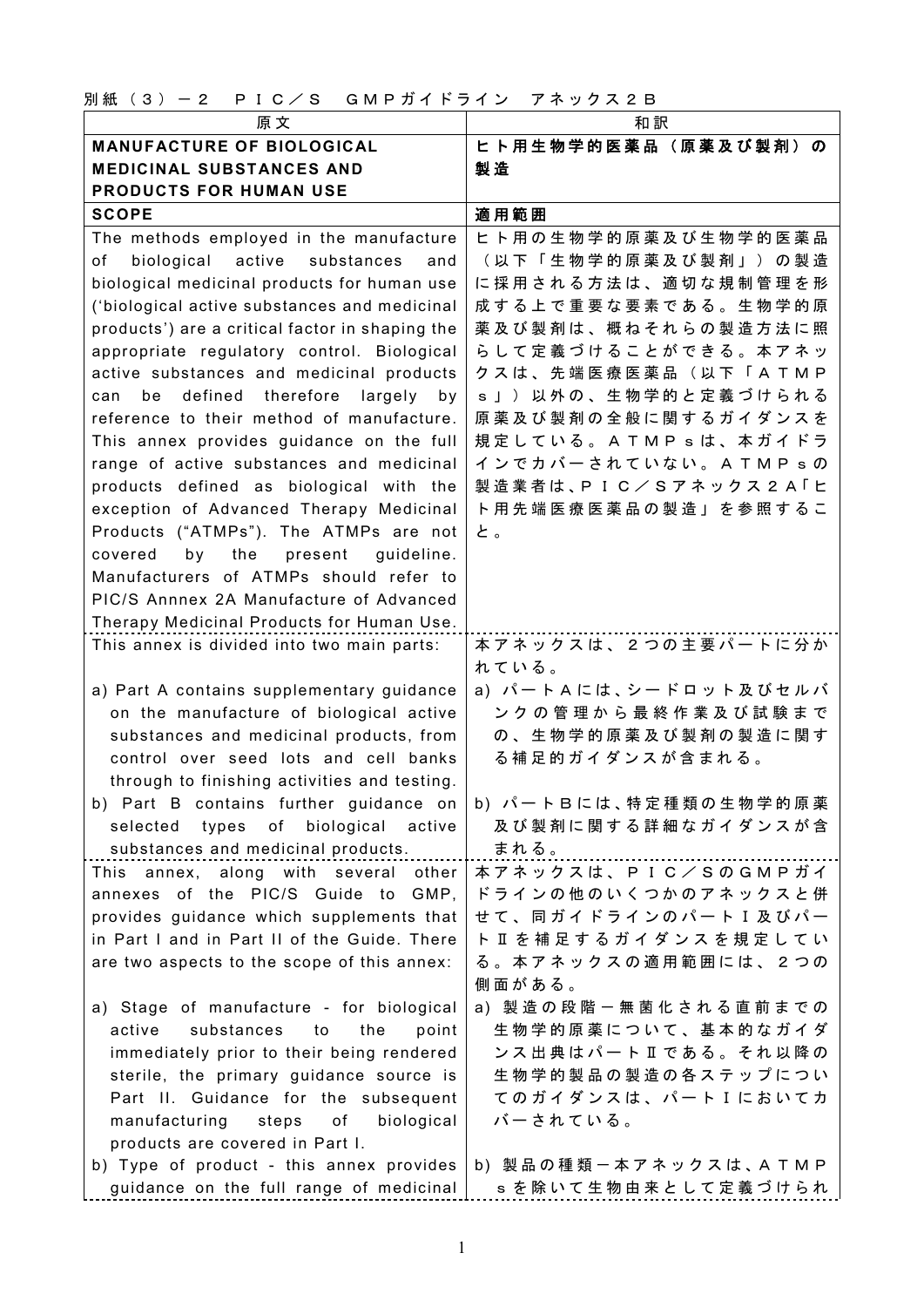別紙（３）－２　ＰＩＣ／Ｓ　ＧＭＰガイドライン　アネックス２Ｂ

| 原文 | 和訳 |
|---|---|
| **MANUFACTURE OF BIOLOGICAL MEDICINAL SUBSTANCES AND PRODUCTS FOR HUMAN USE** | **ヒト用生物学的医薬品（原薬及び製剤）の製造** |
| **SCOPE** | **適用範囲** |
| The methods employed in the manufacture of biological active substances and biological medicinal products for human use ('biological active substances and medicinal products') are a critical factor in shaping the appropriate regulatory control. Biological active substances and medicinal products can be defined therefore largely by reference to their method of manufacture. This annex provides guidance on the full range of active substances and medicinal products defined as biological with the exception of Advanced Therapy Medicinal Products ("ATMPs"). The ATMPs are not covered by the present guideline. Manufacturers of ATMPs should refer to PIC/S Annnex 2A Manufacture of Advanced Therapy Medicinal Products for Human Use. | ヒト用の生物学的原薬及び生物学的医薬品（以下「生物学的原薬及び製剤」）の製造に採用される方法は、適切な規制管理を形成する上で重要な要素である。生物学的原薬及び製剤は、概ねそれらの製造方法に照らして定義づけることができる。本アネックスは、先端医療医薬品（以下「ＡＴＭＰｓ」）以外の、生物学的と定義づけられる原薬及び製剤の全般に関するガイダンスを規定している。ＡＴＭＰｓは、本ガイドラインでカバーされていない。ＡＴＭＰｓの製造業者は、ＰＩＣ／Ｓアネックス２Ａ「ヒト用先端医療医薬品の製造」を参照すること。 |
| This annex is divided into two main parts:<br><br>a) Part A contains supplementary guidance on the manufacture of biological active substances and medicinal products, from control over seed lots and cell banks through to finishing activities and testing.<br>b) Part B contains further guidance on selected types of biological active substances and medicinal products. | 本アネックスは、２つの主要パートに分かれている。<br><br>a) パートＡには、シードロット及びセルバンクの管理から最終作業及び試験までの、生物学的原薬及び製剤の製造に関する補足的ガイダンスが含まれる。<br>b) パートＢには、特定種類の生物学的原薬及び製剤に関する詳細なガイダンスが含まれる。 |
| This annex, along with several other annexes of the PIC/S Guide to GMP, provides guidance which supplements that in Part I and in Part II of the Guide. There are two aspects to the scope of this annex:<br><br>a) Stage of manufacture - for biological active substances to the point immediately prior to their being rendered sterile, the primary guidance source is Part II. Guidance for the subsequent manufacturing steps of biological products are covered in Part I.<br>b) Type of product - this annex provides guidance on the full range of medicinal | 本アネックスは、ＰＩＣ／ＳのＧＭＰガイドラインの他のいくつかのアネックスと併せて、同ガイドラインのパートⅠ及びパートⅡを補足するガイダンスを規定している。本アネックスの適用範囲には、２つの側面がある。<br><br>a) 製造の段階－無菌化される直前までの生物学的原薬について、基本的なガイダンス出典はパートⅡである。それ以降の生物学的製品の製造の各ステップについてのガイダンスは、パートⅠにおいてカバーされている。<br>b) 製品の種類－本アネックスは、ＡＴＭＰｓを除いて生物由来として定義づけられ |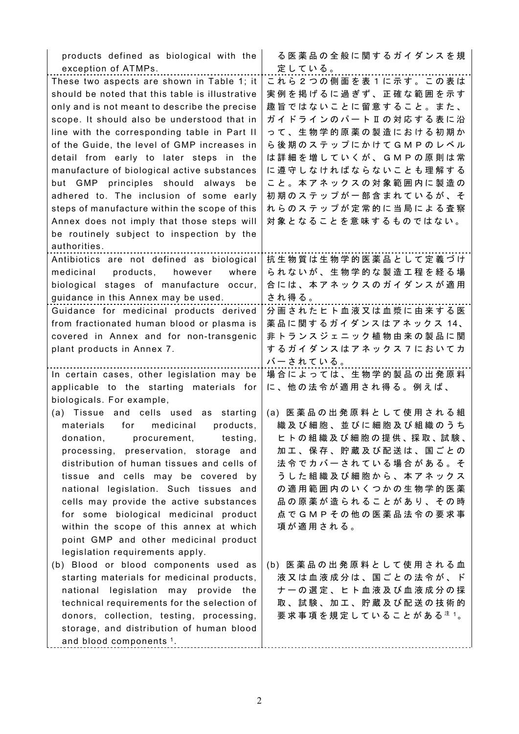| | |
|---|---|
| products defined as biological with the exception of ATMPs. | る医薬品の全般に関するガイダンスを規定している。 |
| These two aspects are shown in Table 1; it should be noted that this table is illustrative only and is not meant to describe the precise scope. It should also be understood that in line with the corresponding table in Part II of the Guide, the level of GMP increases in detail from early to later steps in the manufacture of biological active substances but GMP principles should always be adhered to. The inclusion of some early steps of manufacture within the scope of this Annex does not imply that those steps will be routinely subject to inspection by the authorities. | これら２つの側面を表１に示す。この表は実例を掲げるに過ぎず、正確な範囲を示す趣旨ではないことに留意すること。また、ガイドラインのパートⅡの対応する表に沿って、生物学的原薬の製造における初期から後期のステップにかけてＧＭＰのレベルは詳細を増していくが、ＧＭＰの原則は常に遵守しなければならないことも理解すること。本アネックスの対象範囲内に製造の初期のステップが一部含まれているが、それらのステップが定常的に当局による査察対象となることを意味するものではない。 |
| Antibiotics are not defined as biological medicinal products, however where biological stages of manufacture occur, guidance in this Annex may be used. | 抗生物質は生物学的医薬品として定義づけられないが、生物学的な製造工程を経る場合には、本アネックスのガイダンスが適用され得る。 |
| Guidance for medicinal products derived from fractionated human blood or plasma is covered in Annex and for non-transgenic plant products in Annex 7. | 分画されたヒト血液又は血漿に由来する医薬品に関するガイダンスはアネックス 14、非トランスジェニック植物由来の製品に関するガイダンスはアネックス７においてカバーされている。 |
| In certain cases, other legislation may be applicable to the starting materials for biologicals. For example,<br>(a) Tissue and cells used as starting materials for medicinal products, donation, procurement, testing, processing, preservation, storage and distribution of human tissues and cells of tissue and cells may be covered by national legislation. Such tissues and cells may provide the active substances for some biological medicinal product within the scope of this annex at which point GMP and other medicinal product legislation requirements apply.<br>(b) Blood or blood components used as starting materials for medicinal products, national legislation may provide the technical requirements for the selection of donors, collection, testing, processing, storage, and distribution of human blood and blood components [1]. | 場合によっては、生物学的製品の出発原料に、他の法令が適用され得る。例えば、<br>(a) 医薬品の出発原料として使用される組織及び細胞、並びに細胞及び組織のうちヒトの組織及び細胞の提供、採取、試験、加工、保存、貯蔵及び配送は、国ごとの法令でカバーされている場合がある。そうした組織及び細胞から、本アネックスの適用範囲内のいくつかの生物学的医薬品の原薬が造られることがあり、その時点でＧＭＰその他の医薬品法令の要求事項が適用される。<br>(b) 医薬品の出発原料として使用される血液又は血液成分は、国ごとの法令が、ドナーの選定、ヒト血液及び血液成分の採取、試験、加工、貯蔵及び配送の技術的要求事項を規定していることがある[注1]。 |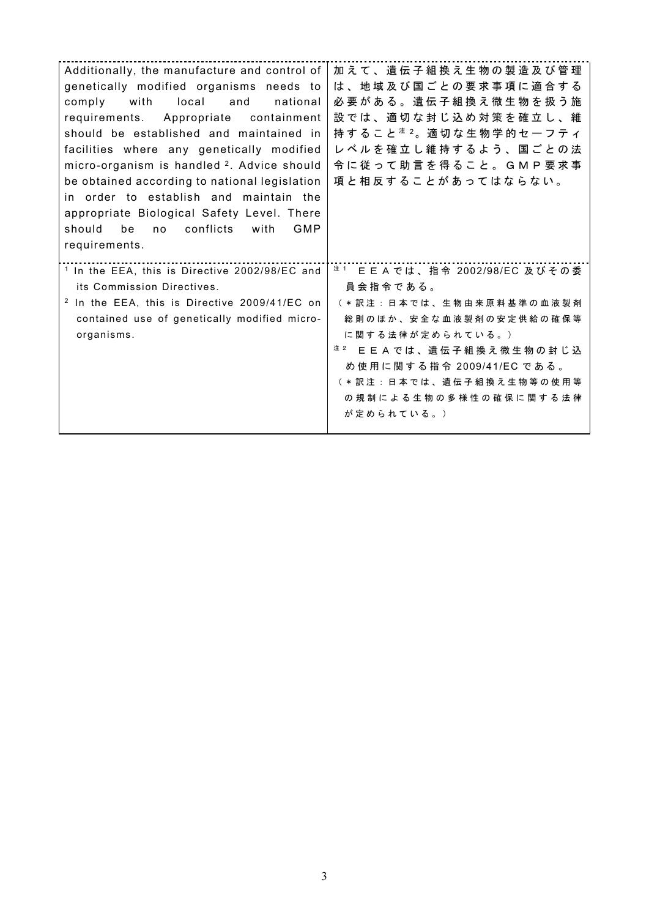| | |
|---|---|
| Additionally, the manufacture and control of genetically modified organisms needs to comply with local and national requirements. Appropriate containment should be established and maintained in facilities where any genetically modified micro-organism is handled [2]. Advice should be obtained according to national legislation in order to establish and maintain the appropriate Biological Safety Level. There should be no conflicts with GMP requirements. | 加えて、遺伝子組換え生物の製造及び管理は、地域及び国ごとの要求事項に適合する必要がある。遺伝子組換え微生物を扱う施設では、適切な封じ込め対策を確立し、維持すること[注2]。適切な生物学的セーフティレベルを確立し維持するよう、国ごとの法令に従って助言を得ること。GMP要求事項と相反することがあってはならない。 |
| [1] In the EEA, this is Directive 2002/98/EC and its Commission Directives.<br>[2] In the EEA, this is Directive 2009/41/EC on contained use of genetically modified micro-organisms. | [注1] ＥＥＡでは、指令 2002/98/EC 及びその委員会指令である。<br>（＊訳注：日本では、生物由来原料基準の血液製剤総則のほか、安全な血液製剤の安定供給の確保等に関する法律が定められている。）<br>[注2] ＥＥＡでは、遺伝子組換え微生物の封じ込め使用に関する指令 2009/41/EC である。<br>（＊訳注：日本では、遺伝子組換え生物等の使用等の規制による生物の多様性の確保に関する法律が定められている。） |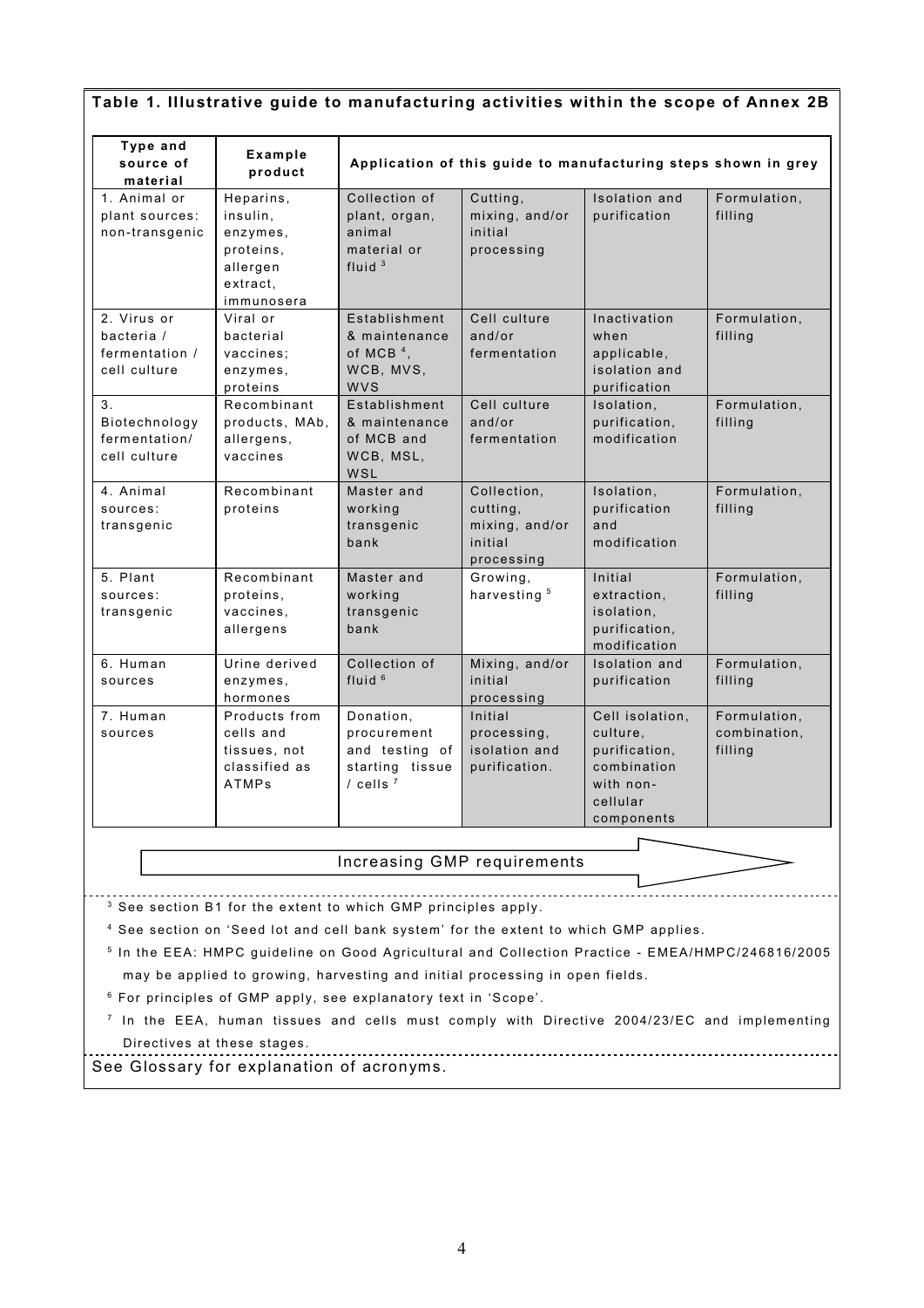**Table 1. Illustrative guide to manufacturing activities within the scope of Annex 2B**

| Type and source of material | Example product | Application of this guide to manufacturing steps shown in grey | | | |
|---|---|---|---|---|---|
| 1. Animal or plant sources: non-transgenic | Heparins, insulin, enzymes, proteins, allergen extract, immunosera | Collection of plant, organ, animal material or fluid [3] | Cutting, mixing, and/or initial processing | Isolation and purification | Formulation, filling |
| 2. Virus or bacteria / fermentation / cell culture | Viral or bacterial vaccines; enzymes, proteins | Establishment & maintenance of MCB [4], WCB, MVS, WVS | Cell culture and/or fermentation | Inactivation when applicable, isolation and purification | Formulation, filling |
| 3. Biotechnology fermentation/ cell culture | Recombinant products, MAb, allergens, vaccines | Establishment & maintenance of MCB and WCB, MSL, WSL | Cell culture and/or fermentation | Isolation, purification, modification | Formulation, filling |
| 4. Animal sources: transgenic | Recombinant proteins | Master and working transgenic bank | Collection, cutting, mixing, and/or initial processing | Isolation, purification and modification | Formulation, filling |
| 5. Plant sources: transgenic | Recombinant proteins, vaccines, allergens | Master and working transgenic bank | Growing, harvesting [5] | Initial extraction, isolation, purification, modification | Formulation, filling |
| 6. Human sources | Urine derived enzymes, hormones | Collection of fluid [6] | Mixing, and/or initial processing | Isolation and purification | Formulation, filling |
| 7. Human sources | Products from cells and tissues, not classified as ATMPs | Donation, procurement and testing of starting tissue / cells [7] | Initial processing, isolation and purification. | Cell isolation, culture, purification, combination with non-cellular components | Formulation, combination, filling |

Increasing GMP requirements →

[3] See section B1 for the extent to which GMP principles apply.

[4] See section on 'Seed lot and cell bank system' for the extent to which GMP applies.

[5] In the EEA: HMPC guideline on Good Agricultural and Collection Practice - EMEA/HMPC/246816/2005 may be applied to growing, harvesting and initial processing in open fields.

[6] For principles of GMP apply, see explanatory text in 'Scope'.

[7] In the EEA, human tissues and cells must comply with Directive 2004/23/EC and implementing Directives at these stages.

See Glossary for explanation of acronyms.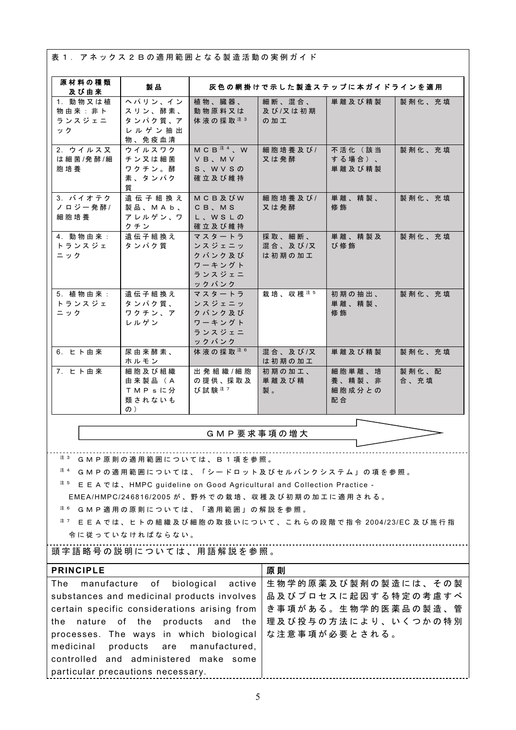表１．アネックス２Ｂの適用範囲となる製造活動の実例ガイド

| 原材料の種類及び由来 | 製品 | 灰色の網掛けで示した製造ステップに本ガイドラインを適用 | | | |
|---|---|---|---|---|---|
| 1. 動物又は植物由来：非トランスジェニック | ヘパリン、インスリン、酵素、タンパク質、アレルゲン抽出物、免疫血清 | 植物、臓器、動物原料又は体液の採取[注3] | 細断、混合、及び/又は初期の加工 | 単離及び精製 | 製剤化、充填 |
| 2. ウイルス又は細菌/発酵/細胞培養 | ウイルスワクチン又は細菌ワクチン。酵素、タンパク質 | ＭＣＢ[注4]、ＷＶＢ、ＭＶＳ、ＷＶＳの確立及び維持 | 細胞培養及び/又は発酵 | 不活化（該当する場合）、単離及び精製 | 製剤化、充填 |
| 3. バイオテクノロジー発酵/細胞培養 | 遺伝子組換え製品、ＭＡｂ、アレルゲン、ワクチン | ＭＣＢ及びＷＣＢ、ＭＳＬ、ＷＳＬの確立及び維持 | 細胞培養及び/又は発酵 | 単離、精製、修飾 | 製剤化、充填 |
| 4. 動物由来：トランスジェニック | 遺伝子組換えタンパク質 | マスタートランスジェニックバンク及びワーキングトランスジェニックバンク | 採取、細断、混合、及び/又は初期の加工 | 単離、精製及び修飾 | 製剤化、充填 |
| 5. 植物由来：トランスジェニック | 遺伝子組換えタンパク質、ワクチン、アレルゲン | マスタートランスジェニックバンク及びワーキングトランスジェニックバンク | 栽培、収穫[注5] | 初期の抽出、単離、精製、修飾 | 製剤化、充填 |
| 6. ヒト由来 | 尿由来酵素、ホルモン | 体液の採取[注6] | 混合、及び/又は初期の加工 | 単離及び精製 | 製剤化、充填 |
| 7. ヒト由来 | 細胞及び組織由来製品（ＡＴＭＰｓに分類されないもの） | 出発組織/細胞の提供、採取及び試験[注7] | 初期の加工、単離及び精製。 | 細胞単離、培養、精製、非細胞成分との配合 | 製剤化、配合、充填 |

ＧＭＰ要求事項の増大 →

[注3] ＧＭＰ原則の適用範囲については、Ｂ１項を参照。

[注4] ＧＭＰの適用範囲については、「シードロット及びセルバンクシステム」の項を参照。

[注5] ＥＥＡでは、HMPC guideline on Good Agricultural and Collection Practice - EMEA/HMPC/246816/2005 が、野外での栽培、収穫及び初期の加工に適用される。

[注6] ＧＭＰ適用の原則については、「適用範囲」の解説を参照。

[注7] ＥＥＡでは、ヒトの組織及び細胞の取扱いについて、これらの段階で指令 2004/23/EC 及び施行指令に従っていなければならない。

頭字語略号の説明については、用語解説を参照。

| PRINCIPLE | 原則 |
|---|---|
| The manufacture of biological active substances and medicinal products involves certain specific considerations arising from the nature of the products and the processes. The ways in which biological medicinal products are manufactured, controlled and administered make some particular precautions necessary. | 生物学的原薬及び製剤の製造には、その製品及びプロセスに起因する特定の考慮すべき事項がある。生物学的医薬品の製造、管理及び投与の方法により、いくつかの特別な注意事項が必要とされる。 |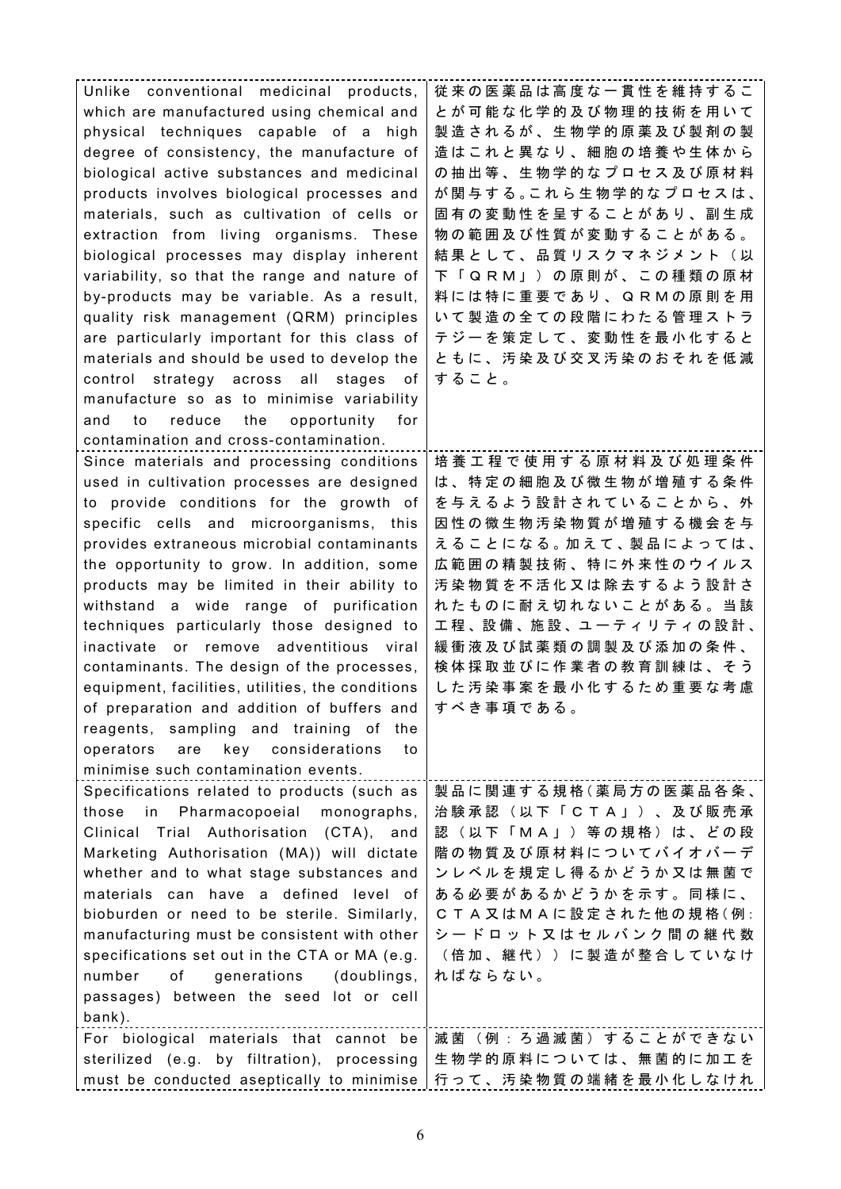| | |
|---|---|
| Unlike conventional medicinal products, which are manufactured using chemical and physical techniques capable of a high degree of consistency, the manufacture of biological active substances and medicinal products involves biological processes and materials, such as cultivation of cells or extraction from living organisms. These biological processes may display inherent variability, so that the range and nature of by-products may be variable. As a result, quality risk management (QRM) principles are particularly important for this class of materials and should be used to develop the control strategy across all stages of manufacture so as to minimise variability and to reduce the opportunity for contamination and cross-contamination. | 従来の医薬品は高度な一貫性を維持することが可能な化学的及び物理的技術を用いて製造されるが、生物学的原薬及び製剤の製造はこれと異なり、細胞の培養や生体からの抽出等、生物学的なプロセス及び原材料が関与する。これら生物学的なプロセスは、固有の変動性を呈することがあり、副生成物の範囲及び性質が変動することがある。結果として、品質リスクマネジメント（以下「ＱＲＭ」）の原則が、この種類の原材料には特に重要であり、ＱＲＭの原則を用いて製造の全ての段階にわたる管理ストラテジーを策定して、変動性を最小化するとともに、汚染及び交叉汚染のおそれを低減すること。 |
| Since materials and processing conditions used in cultivation processes are designed to provide conditions for the growth of specific cells and microorganisms, this provides extraneous microbial contaminants the opportunity to grow. In addition, some products may be limited in their ability to withstand a wide range of purification techniques particularly those designed to inactivate or remove adventitious viral contaminants. The design of the processes, equipment, facilities, utilities, the conditions of preparation and addition of buffers and reagents, sampling and training of the operators are key considerations to minimise such contamination events. | 培養工程で使用する原材料及び処理条件は、特定の細胞及び微生物が増殖する条件を与えるよう設計されていることから、外因性の微生物汚染物質が増殖する機会を与えることになる。加えて、製品によっては、広範囲の精製技術、特に外来性のウイルス汚染物質を不活化又は除去するよう設計されたものに耐え切れないことがある。当該工程、設備、施設、ユーティリティの設計、緩衝液及び試薬類の調製及び添加の条件、検体採取並びに作業者の教育訓練は、そうした汚染事案を最小化するため重要な考慮すべき事項である。 |
| Specifications related to products (such as those in Pharmacopoeial monographs, Clinical Trial Authorisation (CTA), and Marketing Authorisation (MA)) will dictate whether and to what stage substances and materials can have a defined level of bioburden or need to be sterile. Similarly, manufacturing must be consistent with other specifications set out in the CTA or MA (e.g. number of generations (doublings, passages) between the seed lot or cell bank). | 製品に関連する規格（薬局方の医薬品各条、治験承認（以下「ＣＴＡ」）、及び販売承認（以下「ＭＡ」）等の規格）は、どの段階の物質及び原材料についてバイオバーデンレベルを規定し得るかどうか又は無菌である必要があるかどうかを示す。同様に、ＣＴＡ又はＭＡに設定された他の規格（例：シードロット又はセルバンク間の継代数（倍加、継代））に製造が整合していなければならない。 |
| For biological materials that cannot be sterilized (e.g. by filtration), processing must be conducted aseptically to minimise | 滅菌（例：ろ過滅菌）することができない生物学的原料については、無菌的に加工を行って、汚染物質の端緒を最小化しなけれ |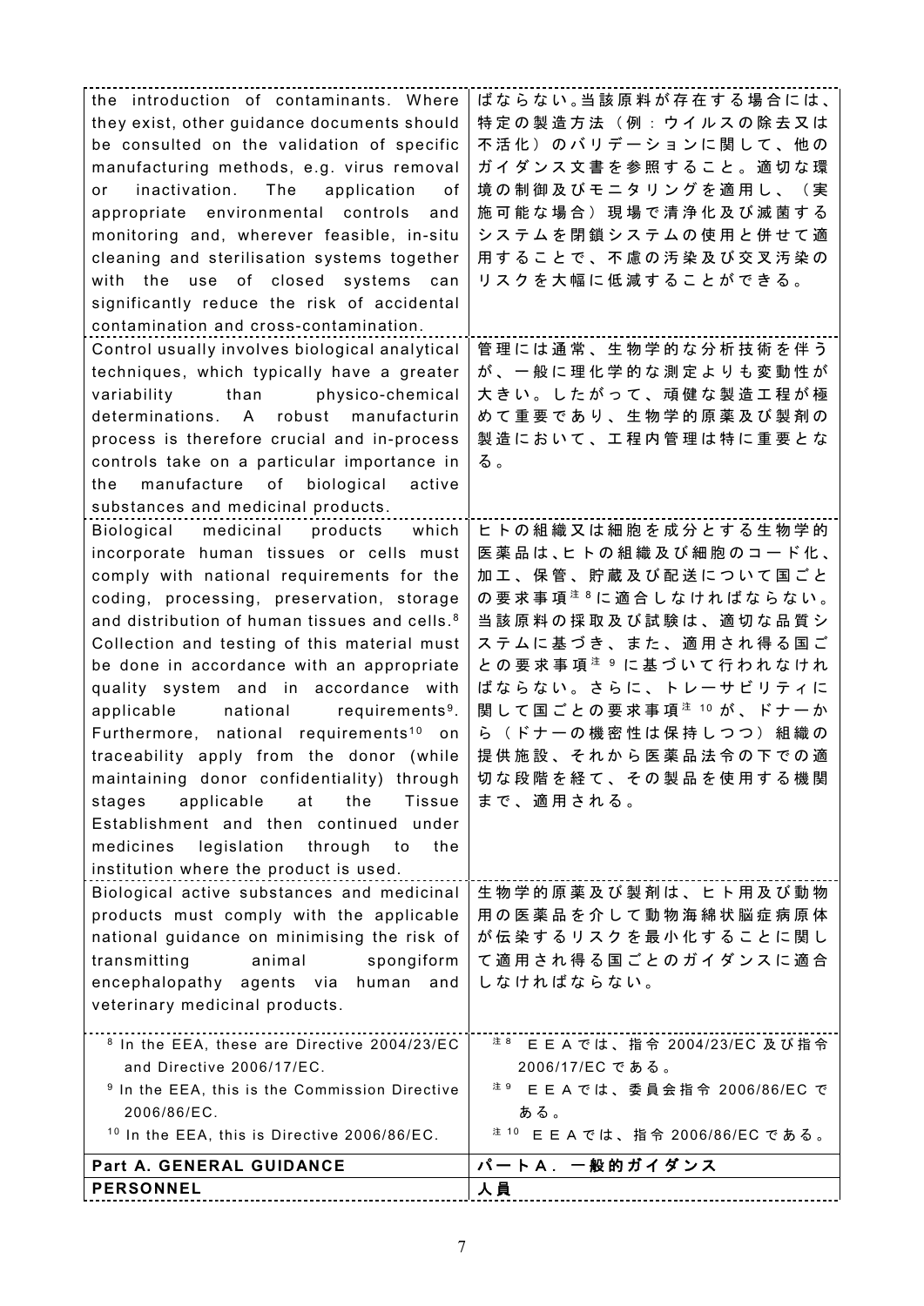| | |
|---|---|
| the introduction of contaminants. Where they exist, other guidance documents should be consulted on the validation of specific manufacturing methods, e.g. virus removal or inactivation. The application of appropriate environmental controls and monitoring and, wherever feasible, in-situ cleaning and sterilisation systems together with the use of closed systems can significantly reduce the risk of accidental contamination and cross-contamination. | ばならない。当該原料が存在する場合には、特定の製造方法（例：ウイルスの除去又は不活化）のバリデーションに関して、他のガイダンス文書を参照すること。適切な環境の制御及びモニタリングを適用し、（実施可能な場合）現場で清浄化及び滅菌するシステムを閉鎖システムの使用と併せて適用することで、不慮の汚染及び交叉汚染のリスクを大幅に低減することができる。 |
| Control usually involves biological analytical techniques, which typically have a greater variability than physico-chemical determinations. A robust manufacturin process is therefore crucial and in-process controls take on a particular importance in the manufacture of biological active substances and medicinal products. | 管理には通常、生物学的な分析技術を伴うが、一般に理化学的な測定よりも変動性が大きい。したがって、頑健な製造工程が極めて重要であり、生物学的原薬及び製剤の製造において、工程内管理は特に重要となる。 |
| Biological medicinal products which incorporate human tissues or cells must comply with national requirements for the coding, processing, preservation, storage and distribution of human tissues and cells.[8] Collection and testing of this material must be done in accordance with an appropriate quality system and in accordance with applicable national requirements[9]. Furthermore, national requirements[10] on traceability apply from the donor (while maintaining donor confidentiality) through stages applicable at the Tissue Establishment and then continued under medicines legislation through to the institution where the product is used. | ヒトの組織又は細胞を成分とする生物学的医薬品は、ヒトの組織及び細胞のコード化、加工、保管、貯蔵及び配送について国ごとの要求事項[注8]に適合しなければならない。当該原料の採取及び試験は、適切な品質システムに基づき、また、適用され得る国ごとの要求事項[注9]に基づいて行われなければならない。さらに、トレーサビリティに関して国ごとの要求事項[注10]が、ドナーから（ドナーの機密性は保持しつつ）組織の提供施設、それから医薬品法令の下での適切な段階を経て、その製品を使用する機関まで、適用される。 |
| Biological active substances and medicinal products must comply with the applicable national guidance on minimising the risk of transmitting animal spongiform encephalopathy agents via human and veterinary medicinal products. | 生物学的原薬及び製剤は、ヒト用及び動物用の医薬品を介して動物海綿状脳症病原体が伝染するリスクを最小化することに関して適用され得る国ごとのガイダンスに適合しなければならない。 |
| [8] In the EEA, these are Directive 2004/23/EC and Directive 2006/17/EC.<br>[9] In the EEA, this is the Commission Directive 2006/86/EC.<br>[10] In the EEA, this is Directive 2006/86/EC. | [注8] ＥＥＡでは、指令 2004/23/EC 及び指令 2006/17/EC である。<br>[注9] ＥＥＡでは、委員会指令 2006/86/EC である。<br>[注10] ＥＥＡでは、指令 2006/86/EC である。 |
| **Part A. GENERAL GUIDANCE** | **パートＡ．一般的ガイダンス** |
| **PERSONNEL** | **人員** |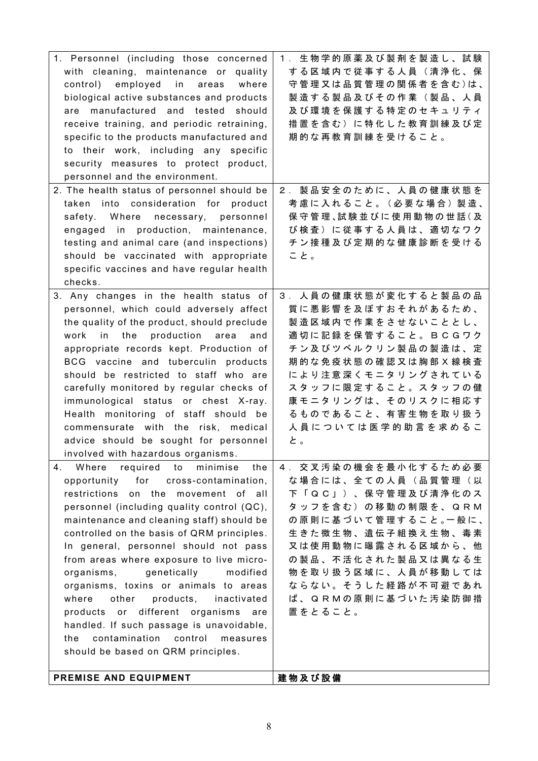| | |
|---|---|
| 1. Personnel (including those concerned with cleaning, maintenance or quality control) employed in areas where biological active substances and products are manufactured and tested should receive training, and periodic retraining, specific to the products manufactured and to their work, including any specific security measures to protect product, personnel and the environment. | 1．生物学的原薬及び製剤を製造し、試験する区域内で従事する人員（清浄化、保守管理又は品質管理の関係者を含む)は、製造する製品及びその作業（製品、人員及び環境を保護する特定のセキュリティ措置を含む）に特化した教育訓練及び定期的な再教育訓練を受けること。 |
| 2. The health status of personnel should be taken into consideration for product safety. Where necessary, personnel engaged in production, maintenance, testing and animal care (and inspections) should be vaccinated with appropriate specific vaccines and have regular health checks. | 2．製品安全のために、人員の健康状態を考慮に入れること。（必要な場合）製造、保守管理､試験並びに使用動物の世話(及び検査）に従事する人員は、適切なワクチン接種及び定期的な健康診断を受けること。 |
| 3. Any changes in the health status of personnel, which could adversely affect the quality of the product, should preclude work in the production area and appropriate records kept. Production of BCG vaccine and tuberculin products should be restricted to staff who are carefully monitored by regular checks of immunological status or chest X-ray. Health monitoring of staff should be commensurate with the risk, medical advice should be sought for personnel involved with hazardous organisms. | 3．人員の健康状態が変化すると製品の品質に悪影響を及ぼすおそれがあるため、製造区域内で作業をさせないこととし、適切に記録を保管すること。ＢＣＧワクチン及びツベルクリン製品の製造は、定期的な免疫状態の確認又は胸部Ｘ線検査により注意深くモニタリングされているスタッフに限定すること。スタッフの健康モニタリングは、そのリスクに相応するものであること、有害生物を取り扱う人員については医学的助言を求めること。 |
| 4. Where required to minimise the opportunity for cross-contamination, restrictions on the movement of all personnel (including quality control (QC), maintenance and cleaning staff) should be controlled on the basis of QRM principles. In general, personnel should not pass from areas where exposure to live micro-organisms, genetically modified organisms, toxins or animals to areas where other products, inactivated products or different organisms are handled. If such passage is unavoidable, the contamination control measures should be based on QRM principles. | 4．交叉汚染の機会を最小化するため必要な場合には、全ての人員（品質管理（以下「ＱＣ」）、保守管理及び清浄化のスタッフを含む）の移動の制限を、ＱＲＭの原則に基づいて管理すること｡一般に、生きた微生物、遺伝子組換え生物、毒素又は使用動物に曝露される区域から、他の製品、不活化された製品又は異なる生物を取り扱う区域に、人員が移動してはならない。そうした経路が不可避であれば、ＱＲＭの原則に基づいた汚染防御措置をとること。 |
| **PREMISE AND EQUIPMENT** | **建物及び設備** |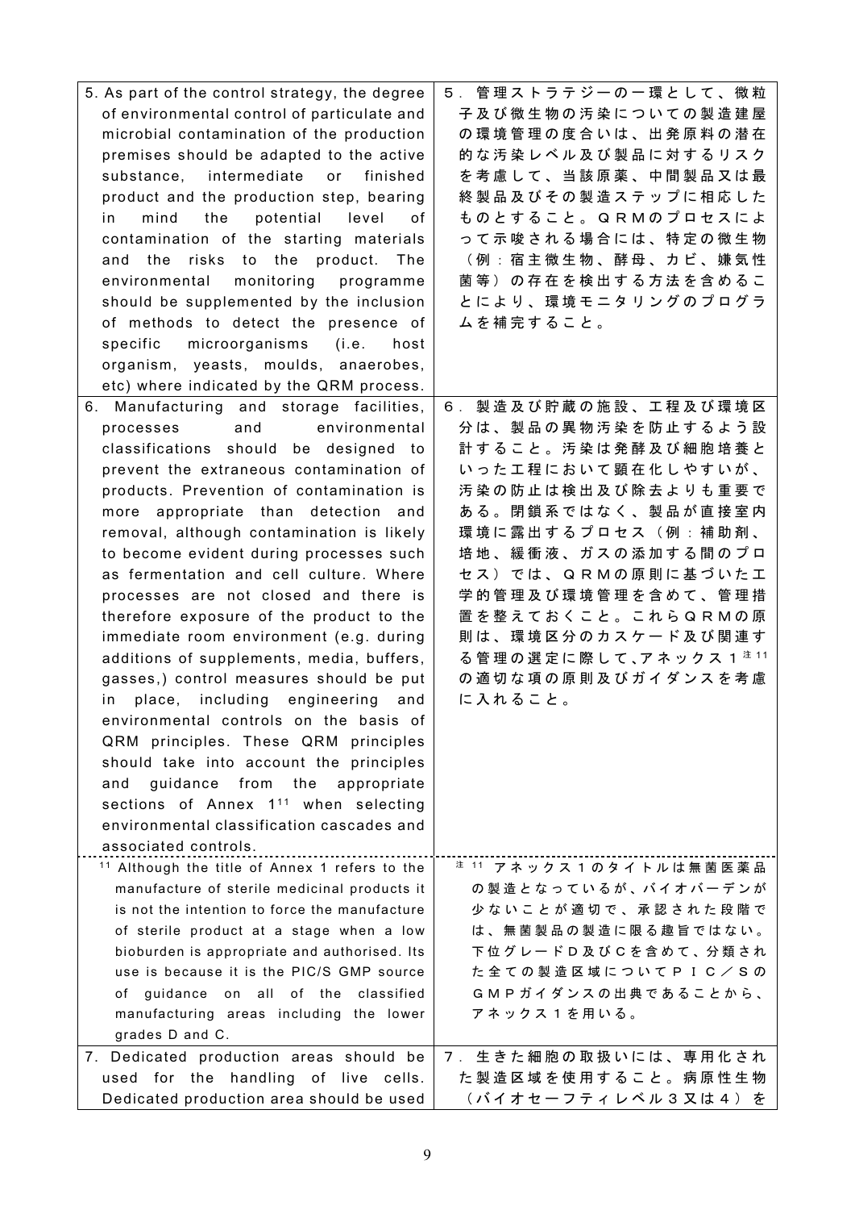| | |
|---|---|
| 5. As part of the control strategy, the degree of environmental control of particulate and microbial contamination of the production premises should be adapted to the active substance, intermediate or finished product and the production step, bearing in mind the potential level of contamination of the starting materials and the risks to the product. The environmental monitoring programme should be supplemented by the inclusion of methods to detect the presence of specific microorganisms (i.e. host organism, yeasts, moulds, anaerobes, etc) where indicated by the QRM process. | 5．管理ストラテジーの一環として、微粒子及び微生物の汚染についての製造建屋の環境管理の度合いは、出発原料の潜在的な汚染レベル及び製品に対するリスクを考慮して、当該原薬、中間製品又は最終製品及びその製造ステップに相応したものとすること。ＱＲＭのプロセスによって示唆される場合には、特定の微生物（例：宿主微生物、酵母、カビ、嫌気性菌等）の存在を検出する方法を含めることにより、環境モニタリングのプログラムを補完すること。 |
| 6. Manufacturing and storage facilities, processes and environmental classifications should be designed to prevent the extraneous contamination of products. Prevention of contamination is more appropriate than detection and removal, although contamination is likely to become evident during processes such as fermentation and cell culture. Where processes are not closed and there is therefore exposure of the product to the immediate room environment (e.g. during additions of supplements, media, buffers, gasses,) control measures should be put in place, including engineering and environmental controls on the basis of QRM principles. These QRM principles should take into account the principles and guidance from the appropriate sections of Annex 1[11] when selecting environmental classification cascades and associated controls. | 6．製造及び貯蔵の施設、工程及び環境区分は、製品の異物汚染を防止するよう設計すること。汚染は発酵及び細胞培養といった工程において顕在化しやすいが、汚染の防止は検出及び除去よりも重要である。閉鎖系ではなく、製品が直接室内環境に露出するプロセス（例：補助剤、培地、緩衝液、ガスの添加する間のプロセス）では、ＱＲＭの原則に基づいた工学的管理及び環境管理を含めて、管理措置を整えておくこと。これらＱＲＭの原則は、環境区分のカスケード及び関連する管理の選定に際して､アネックス１[注11]の適切な項の原則及びガイダンスを考慮に入れること。 |
| [11] Although the title of Annex 1 refers to the manufacture of sterile medicinal products it is not the intention to force the manufacture of sterile product at a stage when a low bioburden is appropriate and authorised. Its use is because it is the PIC/S GMP source of guidance on all of the classified manufacturing areas including the lower grades D and C. | [注11] アネックス１のタイトルは無菌医薬品の製造となっているが、バイオバーデンが少ないことが適切で、承認された段階では、無菌製品の製造に限る趣旨ではない。下位グレードＤ及びＣを含めて、分類された全ての製造区域についてＰＩＣ／ＳのＧＭＰガイダンスの出典であることから、アネックス１を用いる。 |
| 7. Dedicated production areas should be used for the handling of live cells. Dedicated production area should be used | 7．生きた細胞の取扱いには、専用化された製造区域を使用すること。病原性生物（バイオセーフティレベル３又は４）を |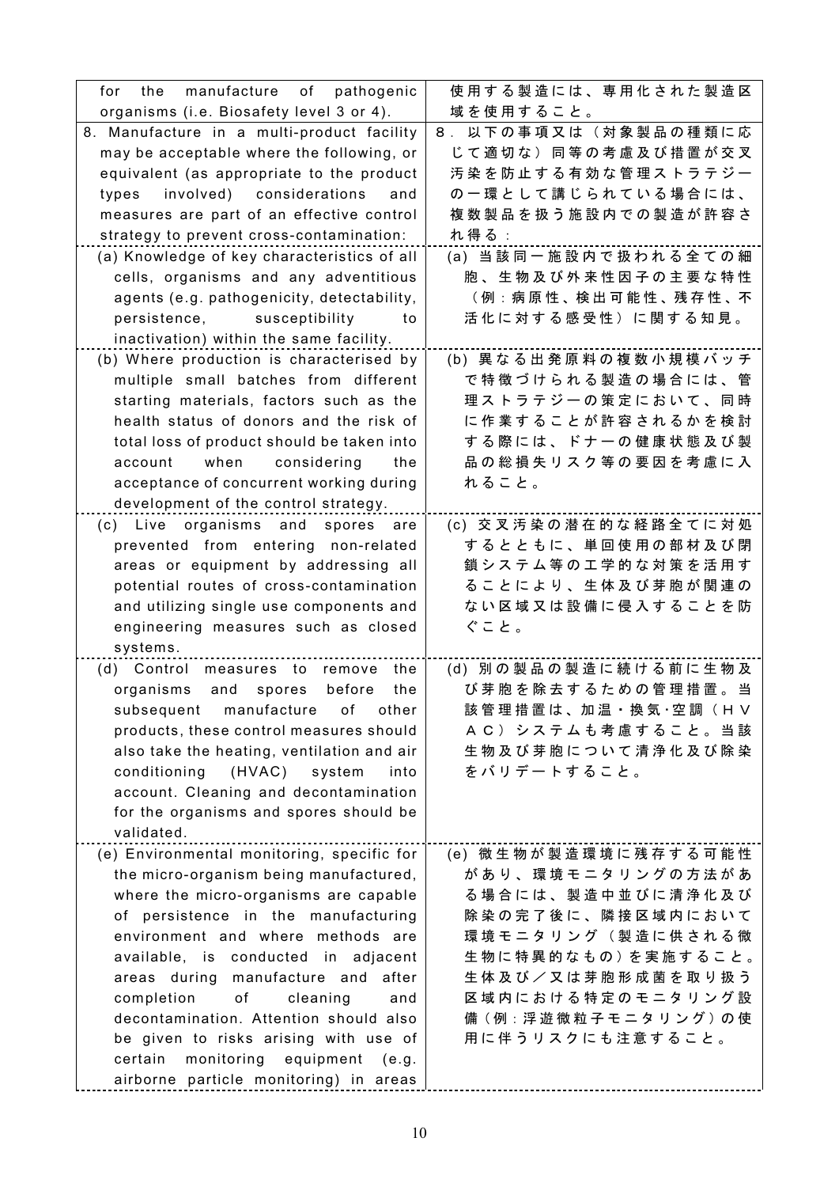| | |
|---|---|
| for the manufacture of pathogenic organisms (i.e. Biosafety level 3 or 4). | 使用する製造には、専用化された製造区域を使用すること。 |
| 8. Manufacture in a multi-product facility may be acceptable where the following, or equivalent (as appropriate to the product types involved) considerations and measures are part of an effective control strategy to prevent cross-contamination: | 8．以下の事項又は（対象製品の種類に応じて適切な）同等の考慮及び措置が交叉汚染を防止する有効な管理ストラテジーの一環として講じられている場合には、複数製品を扱う施設内での製造が許容され得る： |
| (a) Knowledge of key characteristics of all cells, organisms and any adventitious agents (e.g. pathogenicity, detectability, persistence, susceptibility to inactivation) within the same facility. | (a) 当該同一施設内で扱われる全ての細胞、生物及び外来性因子の主要な特性（例：病原性、検出可能性、残存性、不活化に対する感受性）に関する知見。 |
| (b) Where production is characterised by multiple small batches from different starting materials, factors such as the health status of donors and the risk of total loss of product should be taken into account when considering the acceptance of concurrent working during development of the control strategy. | (b) 異なる出発原料の複数小規模バッチで特徴づけられる製造の場合には、管理ストラテジーの策定において、同時に作業することが許容されるかを検討する際には、ドナーの健康状態及び製品の総損失リスク等の要因を考慮に入れること。 |
| (c) Live organisms and spores are prevented from entering non-related areas or equipment by addressing all potential routes of cross-contamination and utilizing single use components and engineering measures such as closed systems. | (c) 交叉汚染の潜在的な経路全てに対処するとともに、単回使用の部材及び閉鎖システム等の工学的な対策を活用することにより、生体及び芽胞が関連のない区域又は設備に侵入することを防ぐこと。 |
| (d) Control measures to remove the organisms and spores before the subsequent manufacture of other products, these control measures should also take the heating, ventilation and air conditioning (HVAC) system into account. Cleaning and decontamination for the organisms and spores should be validated. | (d) 別の製品の製造に続ける前に生物及び芽胞を除去するための管理措置。当該管理措置は、加温・換気･空調（ＨＶＡＣ）システムも考慮すること。当該生物及び芽胞について清浄化及び除染をバリデートすること。 |
| (e) Environmental monitoring, specific for the micro-organism being manufactured, where the micro-organisms are capable of persistence in the manufacturing environment and where methods are available, is conducted in adjacent areas during manufacture and after completion of cleaning and decontamination. Attention should also be given to risks arising with use of certain monitoring equipment (e.g. airborne particle monitoring) in areas | (e) 微生物が製造環境に残存する可能性があり、環境モニタリングの方法がある場合には、製造中並びに清浄化及び除染の完了後に、隣接区域内において環境モニタリング（製造に供される微生物に特異的なもの）を実施すること。生体及び／又は芽胞形成菌を取り扱う区域内における特定のモニタリング設備（例：浮遊微粒子モニタリング）の使用に伴うリスクにも注意すること。 |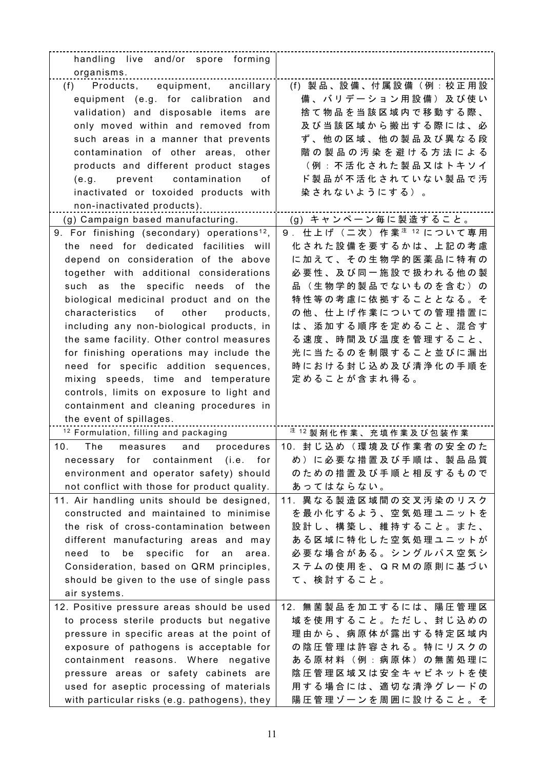| | |
|---|---|
| handling live and/or spore forming organisms. | |
| (f) Products, equipment, ancillary equipment (e.g. for calibration and validation) and disposable items are only moved within and removed from such areas in a manner that prevents contamination of other areas, other products and different product stages (e.g. prevent contamination of inactivated or toxoided products with non-inactivated products). | (f) 製品、設備、付属設備（例：校正用設備、バリデーション用設備）及び使い捨て物品を当該区域内で移動する際、及び当該区域から搬出する際には、必ず、他の区域、他の製品及び異なる段階の製品の汚染を避ける方法による（例：不活化された製品又はトキソイド製品が不活化されていない製品で汚染されないようにする）。 |
| (g) Campaign based manufacturing. | (g) キャンペーン毎に製造すること。 |
| 9. For finishing (secondary) operations[12], the need for dedicated facilities will depend on consideration of the above together with additional considerations such as the specific needs of the biological medicinal product and on the characteristics of other products, including any non-biological products, in the same facility. Other control measures for finishing operations may include the need for specific addition sequences, mixing speeds, time and temperature controls, limits on exposure to light and containment and cleaning procedures in the event of spillages. | 9．仕上げ（二次）作業注 12について専用化された設備を要するかは、上記の考慮に加えて、その生物学的医薬品に特有の必要性、及び同一施設で扱われる他の製品（生物学的製品でないものを含む）の特性等の考慮に依拠することとなる。その他、仕上げ作業についての管理措置には、添加する順序を定めること、混合する速度、時間及び温度を管理すること、光に当たるのを制限すること並びに漏出時における封じ込め及び清浄化の手順を定めることが含まれ得る。 |
| [12] Formulation, filling and packaging | 注 12 製剤化作業、充填作業及び包装作業 |
| 10. The measures and procedures necessary for containment (i.e. for environment and operator safety) should not conflict with those for product quality. | 10. 封じ込め（環境及び作業者の安全のため）に必要な措置及び手順は、製品品質のための措置及び手順と相反するものであってはならない。 |
| 11. Air handling units should be designed, constructed and maintained to minimise the risk of cross-contamination between different manufacturing areas and may need to be specific for an area. Consideration, based on QRM principles, should be given to the use of single pass air systems. | 11. 異なる製造区域間の交叉汚染のリスクを最小化するよう、空気処理ユニットを設計し、構築し、維持すること。また、ある区域に特化した空気処理ユニットが必要な場合がある。シングルパス空気システムの使用を、ＱＲＭの原則に基づいて、検討すること。 |
| 12. Positive pressure areas should be used to process sterile products but negative pressure in specific areas at the point of exposure of pathogens is acceptable for containment reasons. Where negative pressure areas or safety cabinets are used for aseptic processing of materials with particular risks (e.g. pathogens), they | 12. 無菌製品を加工するには、陽圧管理区域を使用すること。ただし、封じ込めの理由から、病原体が露出する特定区域内の陰圧管理は許容される。特にリスクのある原材料（例：病原体）の無菌処理に陰圧管理区域又は安全キャビネットを使用する場合には、適切な清浄グレードの陽圧管理ゾーンを周囲に設けること。そ |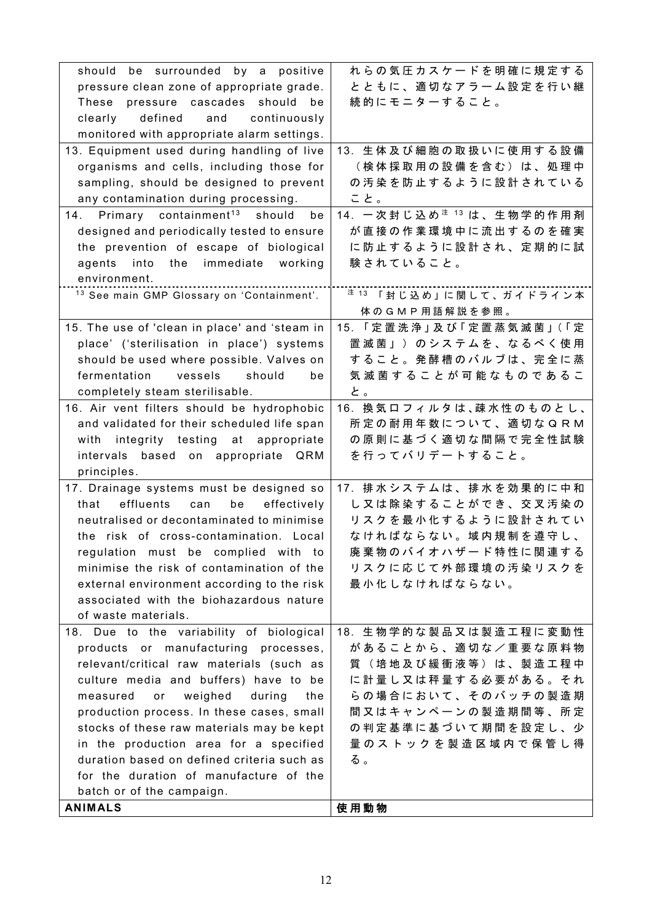| | |
|---|---|
| should be surrounded by a positive pressure clean zone of appropriate grade. These pressure cascades should be clearly defined and continuously monitored with appropriate alarm settings. | れらの気圧カスケードを明確に規定するとともに、適切なアラーム設定を行い継続的にモニターすること。 |
| 13. Equipment used during handling of live organisms and cells, including those for sampling, should be designed to prevent any contamination during processing. | 13. 生体及び細胞の取扱いに使用する設備（検体採取用の設備を含む）は、処理中の汚染を防止するように設計されていること。 |
| 14. Primary containment[13] should be designed and periodically tested to ensure the prevention of escape of biological agents into the immediate working environment. | 14. 一次封じ込め注13は、生物学的作用剤が直接の作業環境中に流出するのを確実に防止するように設計され、定期的に試験されていること。 |
| [13] See main GMP Glossary on 'Containment'. | 注13 「封じ込め」に関して、ガイドライン本体のＧＭＰ用語解説を参照。 |
| 15. The use of 'clean in place' and 'steam in place' ('sterilisation in place') systems should be used where possible. Valves on fermentation vessels should be completely steam sterilisable. | 15. 「定置洗浄」及び「定置蒸気滅菌」（「定置滅菌」）のシステムを、なるべく使用すること。発酵槽のバルブは、完全に蒸気滅菌することが可能なものであること。 |
| 16. Air vent filters should be hydrophobic and validated for their scheduled life span with integrity testing at appropriate intervals based on appropriate QRM principles. | 16. 換気口フィルタは、疎水性のものとし、所定の耐用年数について、適切なＱＲＭの原則に基づく適切な間隔で完全性試験を行ってバリデートすること。 |
| 17. Drainage systems must be designed so that effluents can be effectively neutralised or decontaminated to minimise the risk of cross-contamination. Local regulation must be complied with to minimise the risk of contamination of the external environment according to the risk associated with the biohazardous nature of waste materials. | 17. 排水システムは、排水を効果的に中和し又は除染することができ、交叉汚染のリスクを最小化するように設計されていなければならない。域内規制を遵守し、廃棄物のバイオハザード特性に関連するリスクに応じて外部環境の汚染リスクを最小化しなければならない。 |
| 18. Due to the variability of biological products or manufacturing processes, relevant/critical raw materials (such as culture media and buffers) have to be measured or weighed during the production process. In these cases, small stocks of these raw materials may be kept in the production area for a specified duration based on defined criteria such as for the duration of manufacture of the batch or of the campaign. | 18. 生物学的な製品又は製造工程に変動性があることから、適切な／重要な原料物質（培地及び緩衝液等）は、製造工程中に計量し又は秤量する必要がある。それらの場合において、そのバッチの製造期間又はキャンペーンの製造期間等、所定の判定基準に基づいて期間を設定し、少量のストックを製造区域内で保管し得る。 |
| **ANIMALS** | **使用動物** |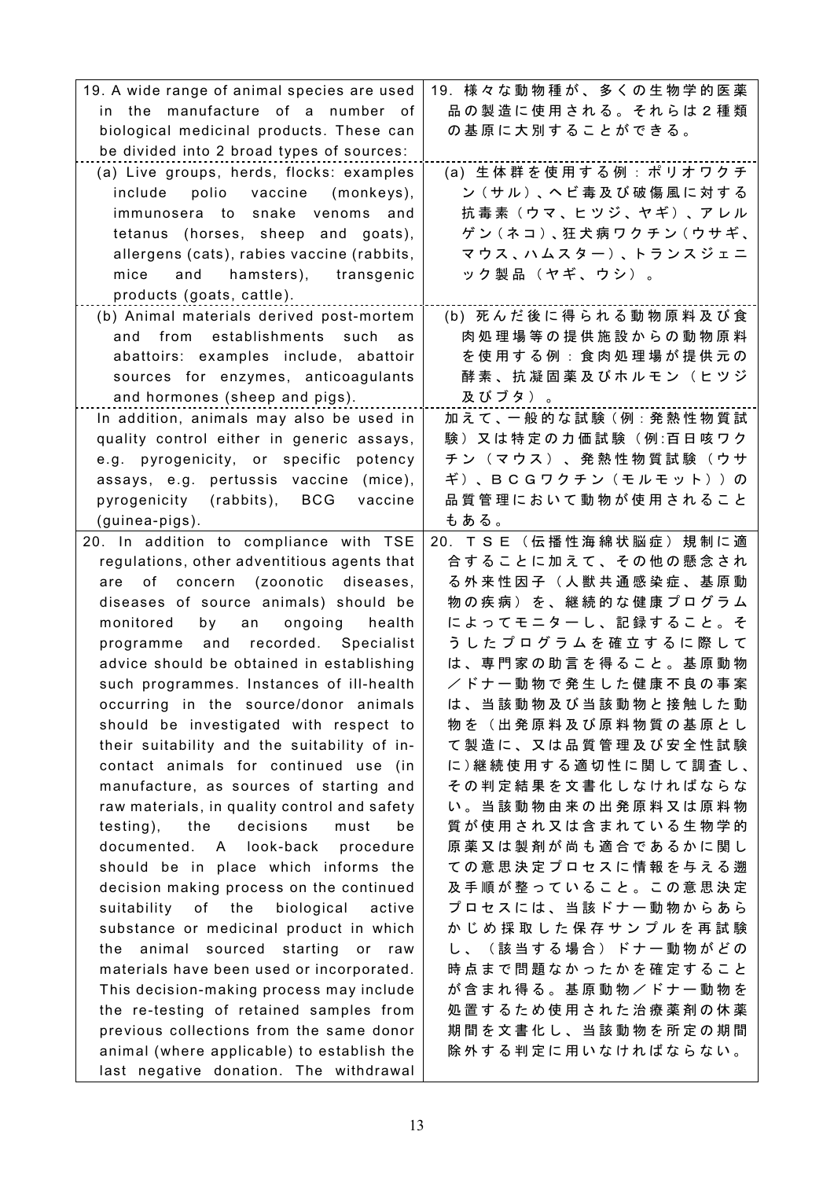| English | 日本語 |
|---|---|
| 19. A wide range of animal species are used in the manufacture of a number of biological medicinal products. These can be divided into 2 broad types of sources: | 19. 様々な動物種が、多くの生物学的医薬品の製造に使用される。それらは２種類の基原に大別することができる。 |
| (a) Live groups, herds, flocks: examples include polio vaccine (monkeys), immunosera to snake venoms and tetanus (horses, sheep and goats), allergens (cats), rabies vaccine (rabbits, mice and hamsters), transgenic products (goats, cattle). | (a) 生体群を使用する例：ポリオワクチン（サル）、ヘビ毒及び破傷風に対する抗毒素（ウマ、ヒツジ、ヤギ）、アレルゲン（ネコ）、狂犬病ワクチン（ウサギ、マウス、ハムスター）、トランスジェニック製品（ヤギ、ウシ）。 |
| (b) Animal materials derived post-mortem and from establishments such as abattoirs: examples include, abattoir sources for enzymes, anticoagulants and hormones (sheep and pigs). | (b) 死んだ後に得られる動物原料及び食肉処理場等の提供施設からの動物原料を使用する例：食肉処理場が提供元の酵素、抗凝固薬及びホルモン（ヒツジ及びブタ）。 |
| In addition, animals may also be used in quality control either in generic assays, e.g. pyrogenicity, or specific potency assays, e.g. pertussis vaccine (mice), pyrogenicity (rabbits), BCG vaccine (guinea-pigs). | 加えて、一般的な試験（例：発熱性物質試験）又は特定の力価試験（例:百日咳ワクチン（マウス）、発熱性物質試験（ウサギ）、ＢＣＧワクチン（モルモット））の品質管理において動物が使用されることもある。 |
| 20. In addition to compliance with TSE regulations, other adventitious agents that are of concern (zoonotic diseases, diseases of source animals) should be monitored by an ongoing health programme and recorded. Specialist advice should be obtained in establishing such programmes. Instances of ill-health occurring in the source/donor animals should be investigated with respect to their suitability and the suitability of in-contact animals for continued use (in manufacture, as sources of starting and raw materials, in quality control and safety testing), the decisions must be documented. A look-back procedure should be in place which informs the decision making process on the continued suitability of the biological active substance or medicinal product in which the animal sourced starting or raw materials have been used or incorporated. This decision-making process may include the re-testing of retained samples from previous collections from the same donor animal (where applicable) to establish the last negative donation. The withdrawal | 20. ＴＳＥ（伝播性海綿状脳症）規制に適合することに加えて、その他の懸念される外来性因子（人獣共通感染症、基原動物の疾病）を、継続的な健康プログラムによってモニターし、記録すること。そうしたプログラムを確立するに際しては、専門家の助言を得ること。基原動物／ドナー動物で発生した健康不良の事案は、当該動物及び当該動物と接触した動物を（出発原料及び原料物質の基原として製造に、又は品質管理及び安全性試験に）継続使用する適切性に関して調査し、その判定結果を文書化しなければならない。当該動物由来の出発原料又は原料物質が使用され又は含まれている生物学的原薬又は製剤が尚も適合であるかに関しての意思決定プロセスに情報を与える遡及手順が整っていること。この意思決定プロセスには、当該ドナー動物からあらかじめ採取した保存サンプルを再試験し、（該当する場合）ドナー動物がどの時点まで問題なかったかを確定することが含まれ得る。基原動物／ドナー動物を処置するため使用された治療薬剤の休薬期間を文書化し、当該動物を所定の期間除外する判定に用いなければならない。 |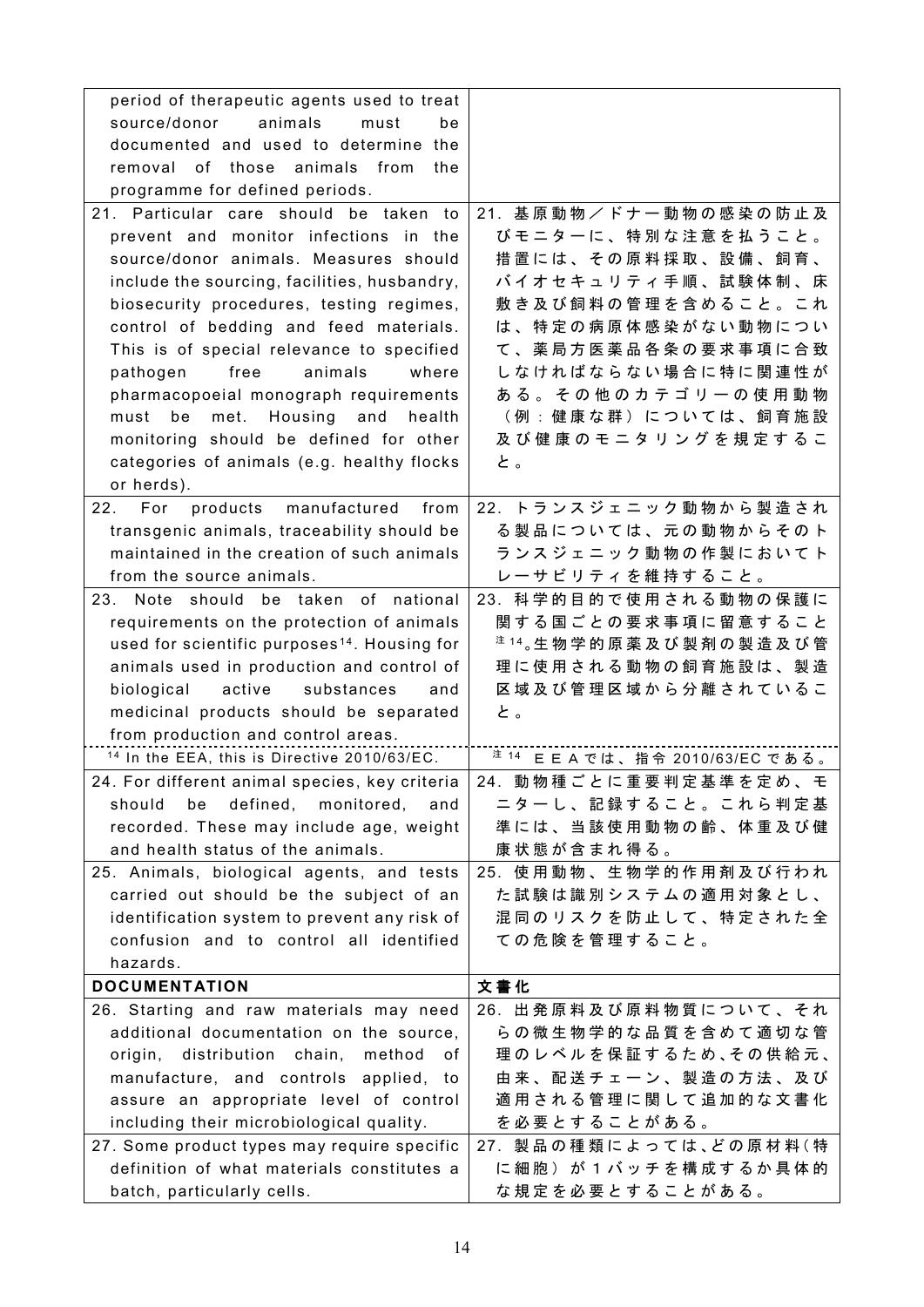| | |
|---|---|
| period of therapeutic agents used to treat source/donor animals must be documented and used to determine the removal of those animals from the programme for defined periods. | |
| 21. Particular care should be taken to prevent and monitor infections in the source/donor animals. Measures should include the sourcing, facilities, husbandry, biosecurity procedures, testing regimes, control of bedding and feed materials. This is of special relevance to specified pathogen free animals where pharmacopoeial monograph requirements must be met. Housing and health monitoring should be defined for other categories of animals (e.g. healthy flocks or herds). | 21. 基原動物／ドナー動物の感染の防止及びモニターに、特別な注意を払うこと。措置には、その原料採取、設備、飼育、バイオセキュリティ手順、試験体制、床敷き及び飼料の管理を含めること。これは、特定の病原体感染がない動物について、薬局方医薬品各条の要求事項に合致しなければならない場合に特に関連性がある。その他のカテゴリーの使用動物（例：健康な群）については、飼育施設及び健康のモニタリングを規定すること。 |
| 22. For products manufactured from transgenic animals, traceability should be maintained in the creation of such animals from the source animals. | 22. トランスジェニック動物から製造される製品については、元の動物からそのトランスジェニック動物の作製においてトレーサビリティを維持すること。 |
| 23. Note should be taken of national requirements on the protection of animals used for scientific purposes[14]. Housing for animals used in production and control of biological active substances and medicinal products should be separated from production and control areas. | 23. 科学的目的で使用される動物の保護に関する国ごとの要求事項に留意すること[注14]。生物学的原薬及び製剤の製造及び管理に使用される動物の飼育施設は、製造区域及び管理区域から分離されていること。 |
| [14] In the EEA, this is Directive 2010/63/EC. | [注14] ＥＥＡでは、指令 2010/63/EC である。 |
| 24. For different animal species, key criteria should be defined, monitored, and recorded. These may include age, weight and health status of the animals. | 24. 動物種ごとに重要判定基準を定め、モニターし、記録すること。これら判定基準には、当該使用動物の齢、体重及び健康状態が含まれ得る。 |
| 25. Animals, biological agents, and tests carried out should be the subject of an identification system to prevent any risk of confusion and to control all identified hazards. | 25. 使用動物、生物学的作用剤及び行われた試験は識別システムの適用対象とし、混同のリスクを防止して、特定された全ての危険を管理すること。 |
| **DOCUMENTATION** | **文書化** |
| 26. Starting and raw materials may need additional documentation on the source, origin, distribution chain, method of manufacture, and controls applied, to assure an appropriate level of control including their microbiological quality. | 26. 出発原料及び原料物質について、それらの微生物学的な品質を含めて適切な管理のレベルを保証するため、その供給元、由来、配送チェーン、製造の方法、及び適用される管理に関して追加的な文書化を必要とすることがある。 |
| 27. Some product types may require specific definition of what materials constitutes a batch, particularly cells. | 27. 製品の種類によっては、どの原材料（特に細胞）が１バッチを構成するか具体的な規定を必要とすることがある。 |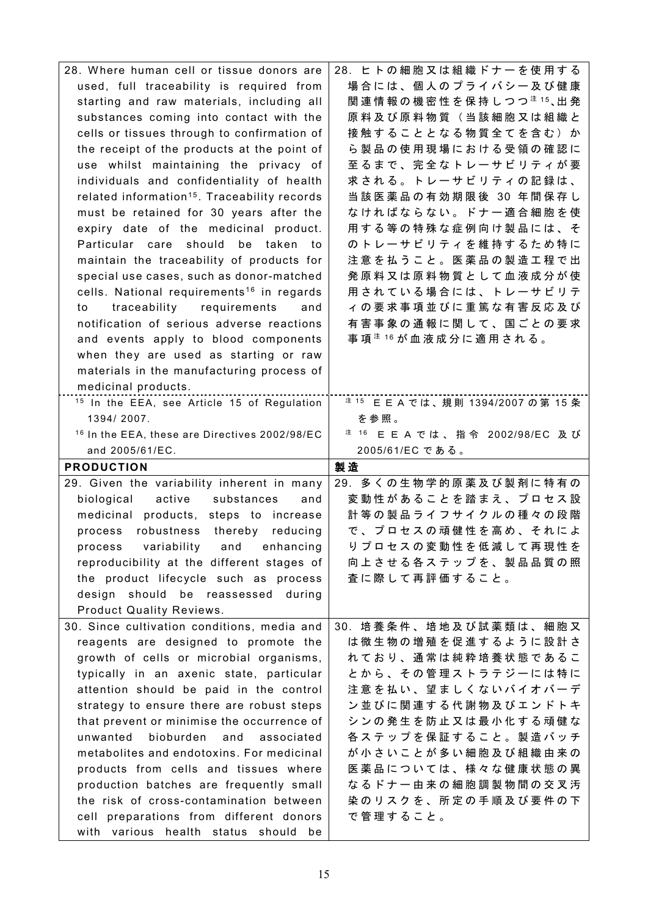| | |
|---|---|
| 28. Where human cell or tissue donors are used, full traceability is required from starting and raw materials, including all substances coming into contact with the cells or tissues through to confirmation of the receipt of the products at the point of use whilst maintaining the privacy of individuals and confidentiality of health related information[15]. Traceability records must be retained for 30 years after the expiry date of the medicinal product. Particular care should be taken to maintain the traceability of products for special use cases, such as donor-matched cells. National requirements[16] in regards to traceability requirements and notification of serious adverse reactions and events apply to blood components when they are used as starting or raw materials in the manufacturing process of medicinal products. | 28. ヒトの細胞又は組織ドナーを使用する場合には、個人のプライバシー及び健康関連情報の機密性を保持しつつ[注15]、出発原料及び原料物質（当該細胞又は組織と接触することとなる物質全てを含む）から製品の使用現場における受領の確認に至るまで、完全なトレーサビリティが要求される。トレーサビリティの記録は、当該医薬品の有効期限後 30 年間保存しなければならない。ドナー適合細胞を使用する等の特殊な症例向け製品には、そのトレーサビリティを維持するため特に注意を払うこと。医薬品の製造工程で出発原料又は原料物質として血液成分が使用されている場合には、トレーサビリティの要求事項並びに重篤な有害反応及び有害事象の通報に関して、国ごとの要求事項[注16]が血液成分に適用される。 |
| [15] In the EEA, see Article 15 of Regulation 1394/ 2007.<br>[16] In the EEA, these are Directives 2002/98/EC and 2005/61/EC. | [注15] ＥＥＡでは、規則 1394/2007 の第 15 条を参照。<br>[注16] ＥＥＡでは、指令 2002/98/EC 及び 2005/61/EC である。 |
| **PRODUCTION** | **製造** |
| 29. Given the variability inherent in many biological active substances and medicinal products, steps to increase process robustness thereby reducing process variability and enhancing reproducibility at the different stages of the product lifecycle such as process design should be reassessed during Product Quality Reviews. | 29. 多くの生物学的原薬及び製剤に特有の変動性があることを踏まえ、プロセス設計等の製品ライフサイクルの種々の段階で、プロセスの頑健性を高め、それによりプロセスの変動性を低減して再現性を向上させる各ステップを、製品品質の照査に際して再評価すること。 |
| 30. Since cultivation conditions, media and reagents are designed to promote the growth of cells or microbial organisms, typically in an axenic state, particular attention should be paid in the control strategy to ensure there are robust steps that prevent or minimise the occurrence of unwanted bioburden and associated metabolites and endotoxins. For medicinal products from cells and tissues where production batches are frequently small the risk of cross-contamination between cell preparations from different donors with various health status should be | 30. 培養条件、培地及び試薬類は、細胞又は微生物の増殖を促進するように設計されており、通常は純粋培養状態であることから、その管理ストラテジーには特に注意を払い、望ましくないバイオバーデン並びに関連する代謝物及びエンドトキシンの発生を防止又は最小化する頑健な各ステップを保証すること。製造バッチが小さいことが多い細胞及び組織由来の医薬品については、様々な健康状態の異なるドナー由来の細胞調製物間の交叉汚染のリスクを、所定の手順及び要件の下で管理すること。 |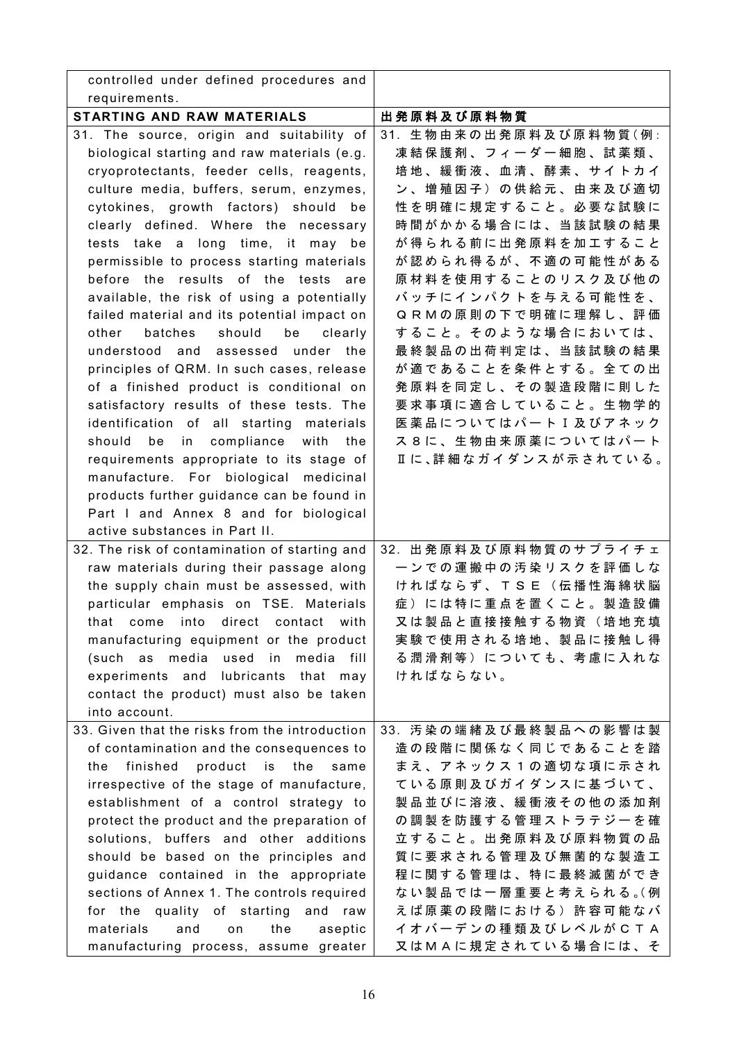| controlled under defined procedures and requirements. | |
|---|---|
| **STARTING AND RAW MATERIALS** | **出発原料及び原料物質** |
| 31. The source, origin and suitability of biological starting and raw materials (e.g. cryoprotectants, feeder cells, reagents, culture media, buffers, serum, enzymes, cytokines, growth factors) should be clearly defined. Where the necessary tests take a long time, it may be permissible to process starting materials before the results of the tests are available, the risk of using a potentially failed material and its potential impact on other batches should be clearly understood and assessed under the principles of QRM. In such cases, release of a finished product is conditional on satisfactory results of these tests. The identification of all starting materials should be in compliance with the requirements appropriate to its stage of manufacture. For biological medicinal products further guidance can be found in Part I and Annex 8 and for biological active substances in Part II. | 31. 生物由来の出発原料及び原料物質(例:凍結保護剤、フィーダー細胞、試薬類、培地、緩衝液、血清、酵素、サイトカイン、増殖因子)の供給元、由来及び適切性を明確に規定すること。必要な試験に時間がかかる場合には、当該試験の結果が得られる前に出発原料を加工することが認められ得るが、不適の可能性がある原材料を使用することのリスク及び他のバッチにインパクトを与える可能性を、ＱＲＭの原則の下で明確に理解し、評価すること。そのような場合においては、最終製品の出荷判定は、当該試験の結果が適であることを条件とする。全ての出発原料を同定し、その製造段階に則した要求事項に適合していること。生物学的医薬品についてはパートⅠ及びアネックス８に、生物由来原薬についてはパートⅡに、詳細なガイダンスが示されている。 |
| 32. The risk of contamination of starting and raw materials during their passage along the supply chain must be assessed, with particular emphasis on TSE. Materials that come into direct contact with manufacturing equipment or the product (such as media used in media fill experiments and lubricants that may contact the product) must also be taken into account. | 32. 出発原料及び原料物質のサプライチェーンでの運搬中の汚染リスクを評価しなければならず、ＴＳＥ(伝播性海綿状脳症)には特に重点を置くこと。製造設備又は製品と直接接触する物資(培地充填実験で使用される培地、製品に接触し得る潤滑剤等)についても、考慮に入れなければならない。 |
| 33. Given that the risks from the introduction of contamination and the consequences to the finished product is the same irrespective of the stage of manufacture, establishment of a control strategy to protect the product and the preparation of solutions, buffers and other additions should be based on the principles and guidance contained in the appropriate sections of Annex 1. The controls required for the quality of starting and raw materials and on the aseptic manufacturing process, assume greater | 33. 汚染の端緒及び最終製品への影響は製造の段階に関係なく同じであることを踏まえ、アネックス１の適切な項に示されている原則及びガイダンスに基づいて、製品並びに溶液、緩衝液その他の添加剤の調製を防護する管理ストラテジーを確立すること。出発原料及び原料物質の品質に要求される管理及び無菌的な製造工程に関する管理は、特に最終滅菌ができない製品では一層重要と考えられる。(例えば原薬の段階における)許容可能なバイオバーデンの種類及びレベルがＣＴＡ又はＭＡに規定されている場合には、そ |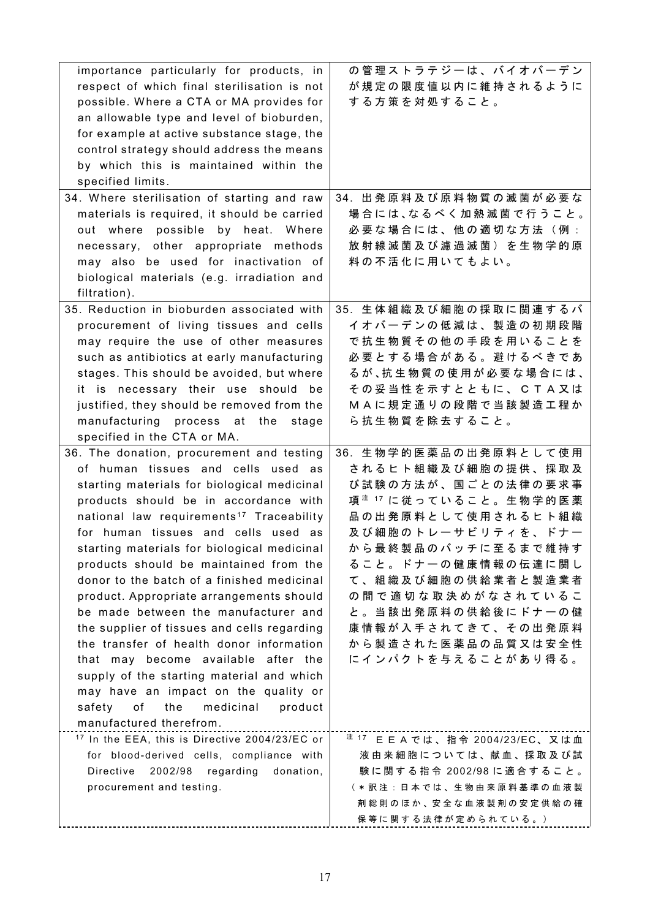| | |
|---|---|
| importance particularly for products, in respect of which final sterilisation is not possible. Where a CTA or MA provides for an allowable type and level of bioburden, for example at active substance stage, the control strategy should address the means by which this is maintained within the specified limits. | の管理ストラテジーは、バイオバーデンが規定の限度値以内に維持されるようにする方策を対処すること。 |
| 34. Where sterilisation of starting and raw materials is required, it should be carried out where possible by heat. Where necessary, other appropriate methods may also be used for inactivation of biological materials (e.g. irradiation and filtration). | 34. 出発原料及び原料物質の滅菌が必要な場合には、なるべく加熱滅菌で行うこと。必要な場合には、他の適切な方法（例：放射線滅菌及び濾過滅菌）を生物学的原料の不活化に用いてもよい。 |
| 35. Reduction in bioburden associated with procurement of living tissues and cells may require the use of other measures such as antibiotics at early manufacturing stages. This should be avoided, but where it is necessary their use should be justified, they should be removed from the manufacturing process at the stage specified in the CTA or MA. | 35. 生体組織及び細胞の採取に関連するバイオバーデンの低減は、製造の初期段階で抗生物質その他の手段を用いることを必要とする場合がある。避けるべきであるが、抗生物質の使用が必要な場合には、その妥当性を示すとともに、ＣＴＡ又はＭＡに規定通りの段階で当該製造工程から抗生物質を除去すること。 |
| 36. The donation, procurement and testing of human tissues and cells used as starting materials for biological medicinal products should be in accordance with national law requirements[17] Traceability for human tissues and cells used as starting materials for biological medicinal products should be maintained from the donor to the batch of a finished medicinal product. Appropriate arrangements should be made between the manufacturer and the supplier of tissues and cells regarding the transfer of health donor information that may become available after the supply of the starting material and which may have an impact on the quality or safety of the medicinal product manufactured therefrom. | 36. 生物学的医薬品の出発原料として使用されるヒト組織及び細胞の提供、採取及び試験の方法が、国ごとの法律の要求事項[注 17]に従っていること。生物学的医薬品の出発原料として使用されるヒト組織及び細胞のトレーサビリティを、ドナーから最終製品のバッチに至るまで維持すること。ドナーの健康情報の伝達に関して、組織及び細胞の供給業者と製造業者の間で適切な取決めがなされていること。当該出発原料の供給後にドナーの健康情報が入手されてきて、その出発原料から製造された医薬品の品質又は安全性にインパクトを与えることがあり得る。 |
| [17] In the EEA, this is Directive 2004/23/EC or for blood-derived cells, compliance with Directive 2002/98 regarding donation, procurement and testing. | [注 17] ＥＥＡでは、指令 2004/23/EC、又は血液由来細胞については、献血、採取及び試験に関する指令 2002/98 に適合すること。（＊訳注：日本では、生物由来原料基準の血液製剤総則のほか、安全な血液製剤の安定供給の確保等に関する法律が定められている。） |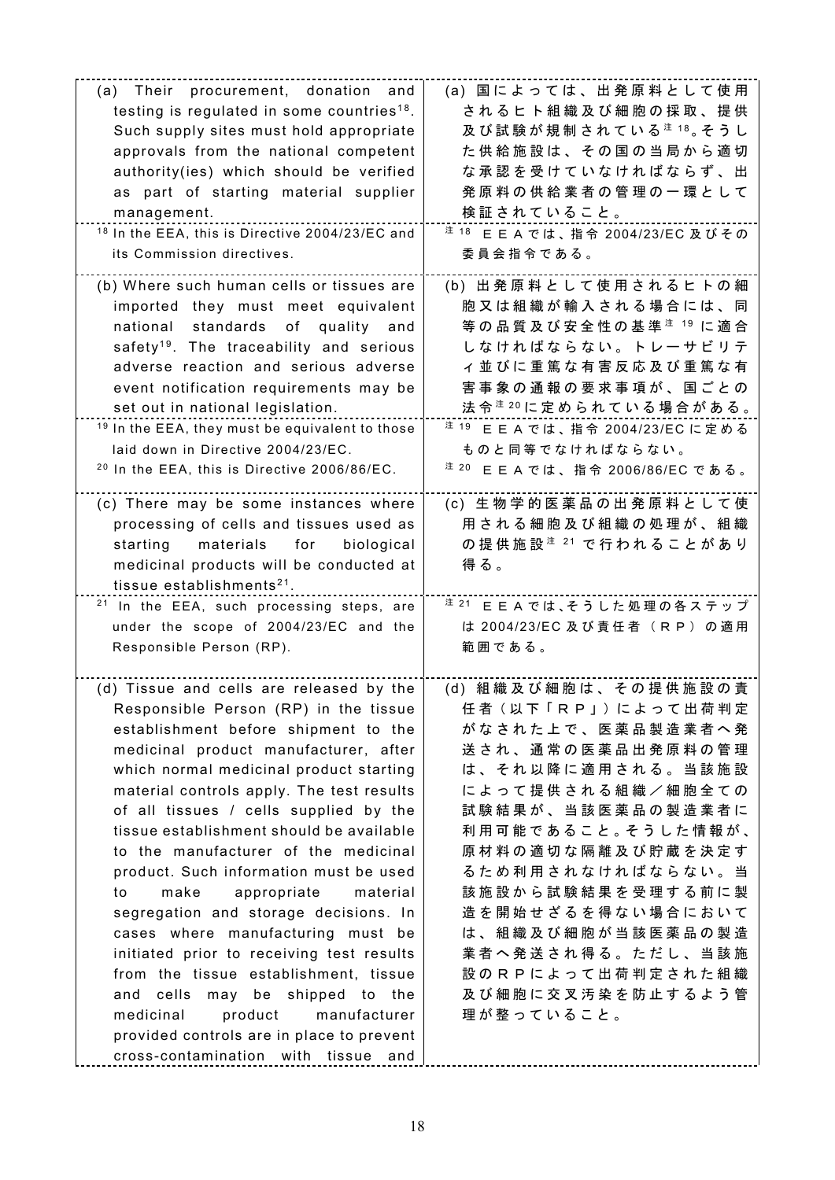| | |
|---|---|
| (a) Their procurement, donation and testing is regulated in some countries[18]. Such supply sites must hold appropriate approvals from the national competent authority(ies) which should be verified as part of starting material supplier management. | (a) 国によっては、出発原料として使用されるヒト組織及び細胞の採取、提供及び試験が規制されている注18。そうした供給施設は、その国の当局から適切な承認を受けていなければならず、出発原料の供給業者の管理の一環として検証されていること。 |
| [18] In the EEA, this is Directive 2004/23/EC and its Commission directives. | 注18 ＥＥＡでは、指令 2004/23/EC 及びその委員会指令である。 |
| (b) Where such human cells or tissues are imported they must meet equivalent national standards of quality and safety[19]. The traceability and serious adverse reaction and serious adverse event notification requirements may be set out in national legislation. | (b) 出発原料として使用されるヒトの細胞又は組織が輸入される場合には、同等の品質及び安全性の基準注19に適合しなければならない。トレーサビリティ並びに重篤な有害反応及び重篤な有害事象の通報の要求事項が、国ごとの法令注20に定められている場合がある。 |
| [19] In the EEA, they must be equivalent to those laid down in Directive 2004/23/EC.<br>[20] In the EEA, this is Directive 2006/86/EC. | 注19 ＥＥＡでは、指令 2004/23/EC に定めるものと同等でなければならない。<br>注20 ＥＥＡでは、指令 2006/86/EC である。 |
| (c) There may be some instances where processing of cells and tissues used as starting materials for biological medicinal products will be conducted at tissue establishments[21]. | (c) 生物学的医薬品の出発原料として使用される細胞及び組織の処理が、組織の提供施設注21で行われることがあり得る。 |
| [21] In the EEA, such processing steps, are under the scope of 2004/23/EC and the Responsible Person (RP). | 注21 ＥＥＡでは、そうした処理の各ステップは 2004/23/EC 及び責任者（ＲＰ）の適用範囲である。 |
| (d) Tissue and cells are released by the Responsible Person (RP) in the tissue establishment before shipment to the medicinal product manufacturer, after which normal medicinal product starting material controls apply. The test results of all tissues / cells supplied by the tissue establishment should be available to the manufacturer of the medicinal product. Such information must be used to make appropriate material segregation and storage decisions. In cases where manufacturing must be initiated prior to receiving test results from the tissue establishment, tissue and cells may be shipped to the medicinal product manufacturer provided controls are in place to prevent cross-contamination with tissue and | (d) 組織及び細胞は、その提供施設の責任者（以下「ＲＰ」）によって出荷判定がなされた上で、医薬品製造業者へ発送され、通常の医薬品出発原料の管理は、それ以降に適用される。当該施設によって提供される組織／細胞全ての試験結果が、当該医薬品の製造業者に利用可能であること。そうした情報が、原材料の適切な隔離及び貯蔵を決定するため利用されなければならない。当該施設から試験結果を受理する前に製造を開始せざるを得ない場合においては、組織及び細胞が当該医薬品の製造業者へ発送され得る。ただし、当該施設のＲＰによって出荷判定された組織及び細胞に交叉汚染を防止するよう管理が整っていること。 |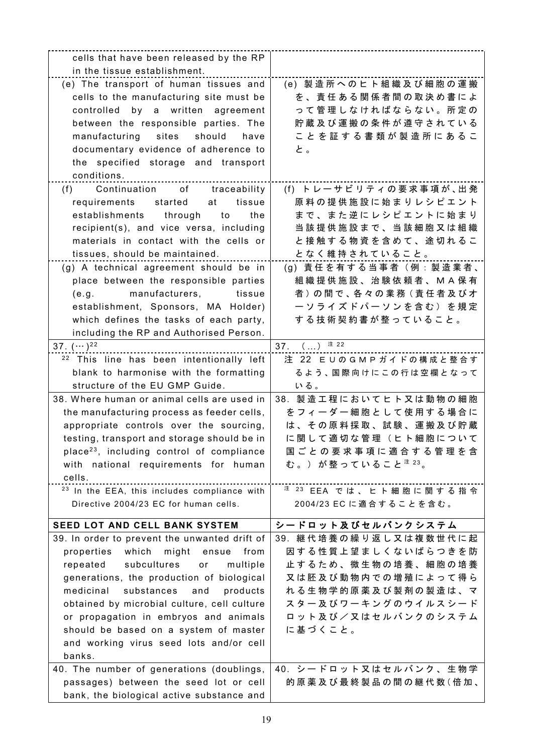| | |
|---|---|
| cells that have been released by the RP in the tissue establishment. | |
| (e) The transport of human tissues and cells to the manufacturing site must be controlled by a written agreement between the responsible parties. The manufacturing sites should have documentary evidence of adherence to the specified storage and transport conditions. | (e) 製造所へのヒト組織及び細胞の運搬を、責任ある関係者間の取決め書によって管理しなければならない。所定の貯蔵及び運搬の条件が遵守されていることを証する書類が製造所にあること。 |
| (f) Continuation of traceability requirements started at tissue establishments through to the recipient(s), and vice versa, including materials in contact with the cells or tissues, should be maintained. | (f) トレーサビリティの要求事項が、出発原料の提供施設に始まりレシピエントまで、また逆にレシピエントに始まり当該提供施設まで、当該細胞又は組織と接触する物資を含めて、途切れることなく維持されていること。 |
| (g) A technical agreement should be in place between the responsible parties (e.g. manufacturers, tissue establishment, Sponsors, MA Holder) which defines the tasks of each party, including the RP and Authorised Person. | (g) 責任を有する当事者（例：製造業者、組織提供施設、治験依頼者、ＭＡ保有者）の間で、各々の業務（責任者及びオーソライズドパーソンを含む）を規定する技術契約書が整っていること。 |
| 37. (…)[22] | 37. （…）注 22 |
| [22] This line has been intentionally left blank to harmonise with the formatting structure of the EU GMP Guide. | 注 22 ＥＵのＧＭＰガイドの構成と整合するよう、国際向けにこの行は空欄となっている。 |
| 38. Where human or animal cells are used in the manufacturing process as feeder cells, appropriate controls over the sourcing, testing, transport and storage should be in place[23], including control of compliance with national requirements for human cells. | 38. 製造工程においてヒト又は動物の細胞をフィーダー細胞として使用する場合には、その原料採取、試験、運搬及び貯蔵に関して適切な管理（ヒト細胞について国ごとの要求事項に適合する管理を含む。）が整っていること注 23。 |
| [23] In the EEA, this includes compliance with Directive 2004/23 EC for human cells. | 注 23 EEA では、ヒト細胞に関する指令 2004/23 EC に適合することを含む。 |
| **SEED LOT AND CELL BANK SYSTEM** | **シードロット及びセルバンクシステム** |
| 39. In order to prevent the unwanted drift of properties which might ensue from repeated subcultures or multiple generations, the production of biological medicinal substances and products obtained by microbial culture, cell culture or propagation in embryos and animals should be based on a system of master and working virus seed lots and/or cell banks. | 39. 継代培養の繰り返し又は複数世代に起因する性質上望ましくないばらつきを防止するため、微生物の培養、細胞の培養又は胚及び動物内での増殖によって得られる生物学的原薬及び製剤の製造は、マスター及びワーキングのウイルスシードロット及び／又はセルバンクのシステムに基づくこと。 |
| 40. The number of generations (doublings, passages) between the seed lot or cell bank, the biological active substance and | 40. シードロット又はセルバンク、生物学的原薬及び最終製品の間の継代数（倍加、 |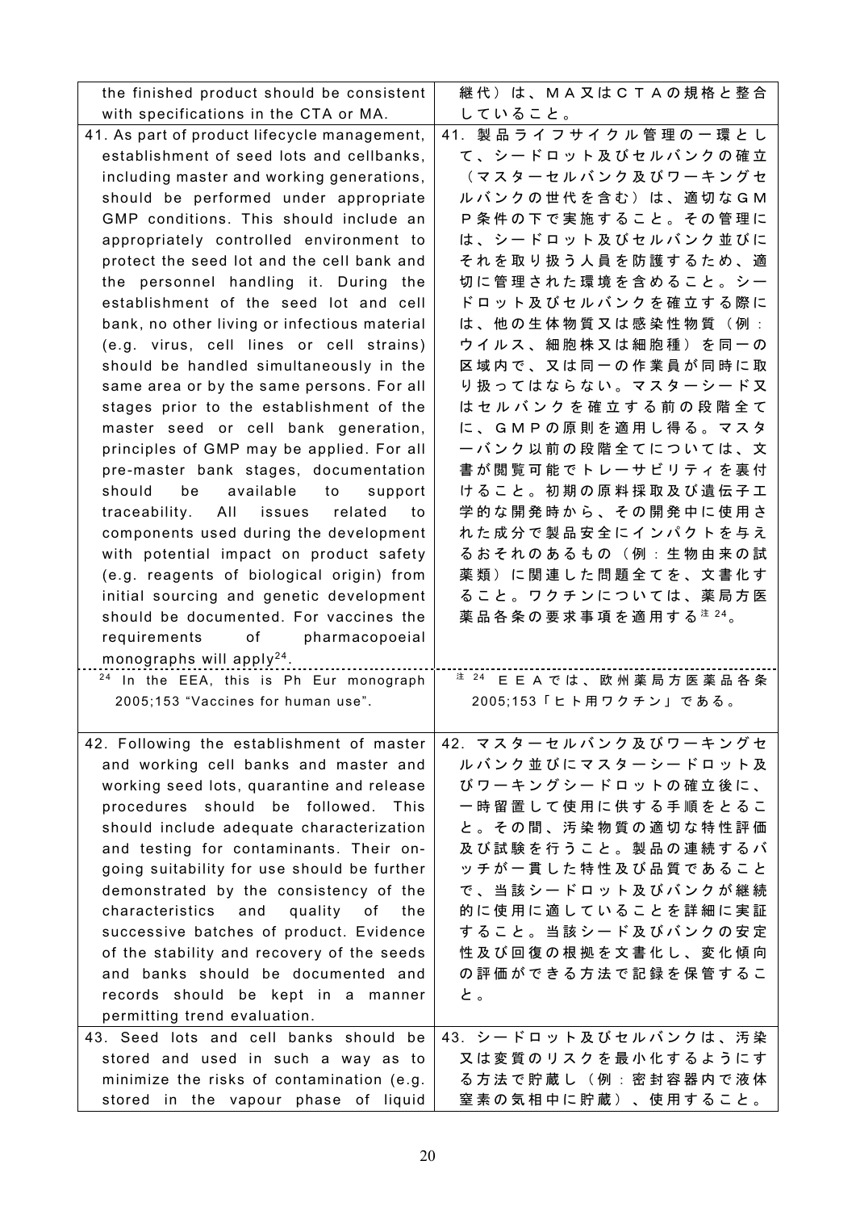| | |
|---|---|
| the finished product should be consistent with specifications in the CTA or MA. | 継代）は、ＭＡ又はＣＴＡの規格と整合していること。 |
| 41. As part of product lifecycle management, establishment of seed lots and cellbanks, including master and working generations, should be performed under appropriate GMP conditions. This should include an appropriately controlled environment to protect the seed lot and the cell bank and the personnel handling it. During the establishment of the seed lot and cell bank, no other living or infectious material (e.g. virus, cell lines or cell strains) should be handled simultaneously in the same area or by the same persons. For all stages prior to the establishment of the master seed or cell bank generation, principles of GMP may be applied. For all pre-master bank stages, documentation should be available to support traceability. All issues related to components used during the development with potential impact on product safety (e.g. reagents of biological origin) from initial sourcing and genetic development should be documented. For vaccines the requirements of pharmacopoeial monographs will apply[24]. | 41. 製品ライフサイクル管理の一環として、シードロット及びセルバンクの確立（マスターセルバンク及びワーキングセルバンクの世代を含む）は、適切なＧＭＰ条件の下で実施すること。その管理には、シードロット及びセルバンク並びにそれを取り扱う人員を防護するため、適切に管理された環境を含めること。シードロット及びセルバンクを確立する際には、他の生体物質又は感染性物質（例：ウイルス、細胞株又は細胞種）を同一の区域内で、又は同一の作業員が同時に取り扱ってはならない。マスターシード又はセルバンクを確立する前の段階全てに、ＧＭＰの原則を適用し得る。マスターバンク以前の段階全てについては、文書が閲覧可能でトレーサビリティを裏付けること。初期の原料採取及び遺伝子工学的な開発時から、その開発中に使用された成分で製品安全にインパクトを与えるおそれのあるもの（例：生物由来の試薬類）に関連した問題全てを、文書化すること。ワクチンについては、薬局方医薬品各条の要求事項を適用する注24。 |
| [24] In the EEA, this is Ph Eur monograph 2005;153 "Vaccines for human use". | 注24 ＥＥＡでは、欧州薬局方医薬品各条 2005;153「ヒト用ワクチン」である。 |
| 42. Following the establishment of master and working cell banks and master and working seed lots, quarantine and release procedures should be followed. This should include adequate characterization and testing for contaminants. Their on-going suitability for use should be further demonstrated by the consistency of the characteristics and quality of the successive batches of product. Evidence of the stability and recovery of the seeds and banks should be documented and records should be kept in a manner permitting trend evaluation. | 42. マスターセルバンク及びワーキングセルバンク並びにマスターシードロット及びワーキングシードロットの確立後に、一時留置して使用に供する手順をとること。その間、汚染物質の適切な特性評価及び試験を行うこと。製品の連続するバッチが一貫した特性及び品質であることで、当該シードロット及びバンクが継続的に使用に適していることを詳細に実証すること。当該シード及びバンクの安定性及び回復の根拠を文書化し、変化傾向の評価ができる方法で記録を保管すること。 |
| 43. Seed lots and cell banks should be stored and used in such a way as to minimize the risks of contamination (e.g. stored in the vapour phase of liquid | 43. シードロット及びセルバンクは、汚染又は変質のリスクを最小化するようにする方法で貯蔵し（例：密封容器内で液体窒素の気相中に貯蔵）、使用すること。 |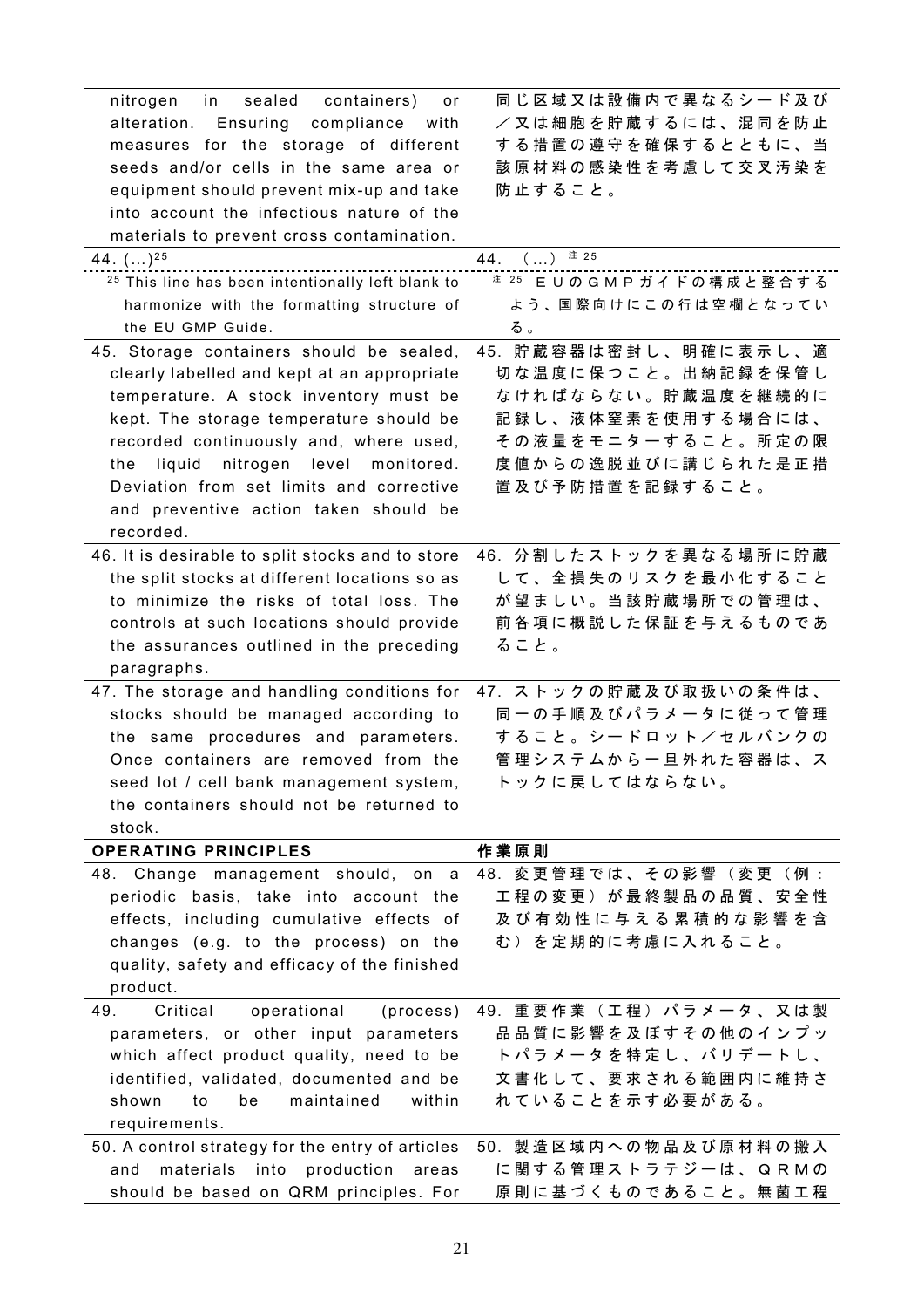| | |
|---|---|
| nitrogen in sealed containers) or alteration. Ensuring compliance with measures for the storage of different seeds and/or cells in the same area or equipment should prevent mix-up and take into account the infectious nature of the materials to prevent cross contamination. | 同じ区域又は設備内で異なるシード及び／又は細胞を貯蔵するには、混同を防止する措置の遵守を確保するとともに、当該原材料の感染性を考慮して交叉汚染を防止すること。 |
| 44. (...)[25]<br>[25] This line has been intentionally left blank to harmonize with the formatting structure of the EU GMP Guide. | 44. （...）注25<br>注25 ＥＵのＧＭＰガイドの構成と整合するよう、国際向けにこの行は空欄となっている。 |
| 45. Storage containers should be sealed, clearly labelled and kept at an appropriate temperature. A stock inventory must be kept. The storage temperature should be recorded continuously and, where used, the liquid nitrogen level monitored. Deviation from set limits and corrective and preventive action taken should be recorded. | 45. 貯蔵容器は密封し、明確に表示し、適切な温度に保つこと。出納記録を保管しなければならない。貯蔵温度を継続的に記録し、液体窒素を使用する場合には、その液量をモニターすること。所定の限度値からの逸脱並びに講じられた是正措置及び予防措置を記録すること。 |
| 46. It is desirable to split stocks and to store the split stocks at different locations so as to minimize the risks of total loss. The controls at such locations should provide the assurances outlined in the preceding paragraphs. | 46. 分割したストックを異なる場所に貯蔵して、全損失のリスクを最小化することが望ましい。当該貯蔵場所での管理は、前各項に概説した保証を与えるものであること。 |
| 47. The storage and handling conditions for stocks should be managed according to the same procedures and parameters. Once containers are removed from the seed lot / cell bank management system, the containers should not be returned to stock. | 47. ストックの貯蔵及び取扱いの条件は、同一の手順及びパラメータに従って管理すること。シードロット／セルバンクの管理システムから一旦外れた容器は、ストックに戻してはならない。 |
| **OPERATING PRINCIPLES** | **作業原則** |
| 48. Change management should, on a periodic basis, take into account the effects, including cumulative effects of changes (e.g. to the process) on the quality, safety and efficacy of the finished product. | 48. 変更管理では、その影響（変更（例：工程の変更）が最終製品の品質、安全性及び有効性に与える累積的な影響を含む）を定期的に考慮に入れること。 |
| 49. Critical operational (process) parameters, or other input parameters which affect product quality, need to be identified, validated, documented and be shown to be maintained within requirements. | 49. 重要作業（工程）パラメータ、又は製品品質に影響を及ぼすその他のインプットパラメータを特定し、バリデートし、文書化して、要求される範囲内に維持されていることを示す必要がある。 |
| 50. A control strategy for the entry of articles and materials into production areas should be based on QRM principles. For | 50. 製造区域内への物品及び原材料の搬入に関する管理ストラテジーは、ＱＲＭの原則に基づくものであること。無菌工程 |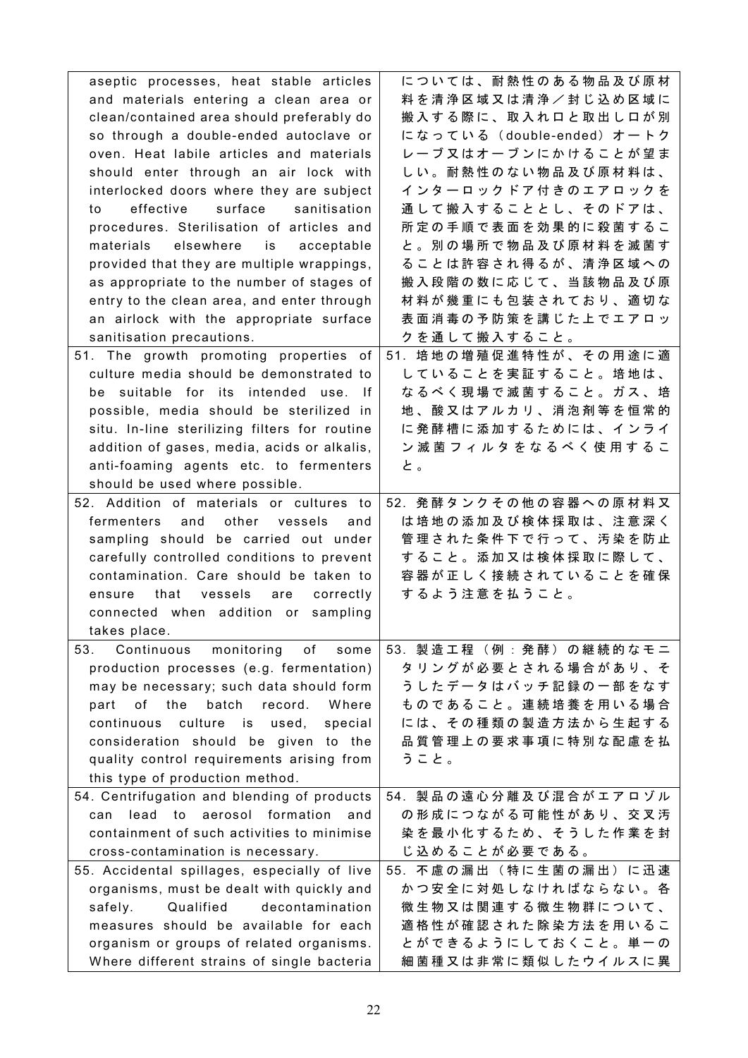| | |
|---|---|
| aseptic processes, heat stable articles and materials entering a clean area or clean/contained area should preferably do so through a double-ended autoclave or oven. Heat labile articles and materials should enter through an air lock with interlocked doors where they are subject to effective surface sanitisation procedures. Sterilisation of articles and materials elsewhere is acceptable provided that they are multiple wrappings, as appropriate to the number of stages of entry to the clean area, and enter through an airlock with the appropriate surface sanitisation precautions. | については、耐熱性のある物品及び原材料を清浄区域又は清浄／封じ込め区域に搬入する際に、取入れ口と取出し口が別になっている（double-ended）オートクレーブ又はオーブンにかけることが望ましい。耐熱性のない物品及び原材料は、インターロックドア付きのエアロックを通して搬入することとし、そのドアは、所定の手順で表面を効果的に殺菌すること。別の場所で物品及び原材料を滅菌することは許容され得るが、清浄区域への搬入段階の数に応じて、当該物品及び原材料が幾重にも包装されており、適切な表面消毒の予防策を講じた上でエアロックを通して搬入すること。 |
| 51. The growth promoting properties of culture media should be demonstrated to be suitable for its intended use. If possible, media should be sterilized in situ. In-line sterilizing filters for routine addition of gases, media, acids or alkalis, anti-foaming agents etc. to fermenters should be used where possible. | 51. 培地の増殖促進特性が、その用途に適していることを実証すること。培地は、なるべく現場で滅菌すること。ガス、培地、酸又はアルカリ、消泡剤等を恒常的に発酵槽に添加するためには、インライン滅菌フィルタをなるべく使用すること。 |
| 52. Addition of materials or cultures to fermenters and other vessels and sampling should be carried out under carefully controlled conditions to prevent contamination. Care should be taken to ensure that vessels are correctly connected when addition or sampling takes place. | 52. 発酵タンクその他の容器への原材料又は培地の添加及び検体採取は、注意深く管理された条件下で行って、汚染を防止すること。添加又は検体採取に際して、容器が正しく接続されていることを確保するよう注意を払うこと。 |
| 53. Continuous monitoring of some production processes (e.g. fermentation) may be necessary; such data should form part of the batch record. Where continuous culture is used, special consideration should be given to the quality control requirements arising from this type of production method. | 53. 製造工程（例：発酵）の継続的なモニタリングが必要とされる場合があり、そうしたデータはバッチ記録の一部をなすものであること。連続培養を用いる場合には、その種類の製造方法から生起する品質管理上の要求事項に特別な配慮を払うこと。 |
| 54. Centrifugation and blending of products can lead to aerosol formation and containment of such activities to minimise cross-contamination is necessary. | 54. 製品の遠心分離及び混合がエアロゾルの形成につながる可能性があり、交叉汚染を最小化するため、そうした作業を封じ込めることが必要である。 |
| 55. Accidental spillages, especially of live organisms, must be dealt with quickly and safely. Qualified decontamination measures should be available for each organism or groups of related organisms. Where different strains of single bacteria | 55. 不慮の漏出（特に生菌の漏出）に迅速かつ安全に対処しなければならない。各微生物又は関連する微生物群について、適格性が確認された除染方法を用いることができるようにしておくこと。単一の細菌種又は非常に類似したウイルスに異 |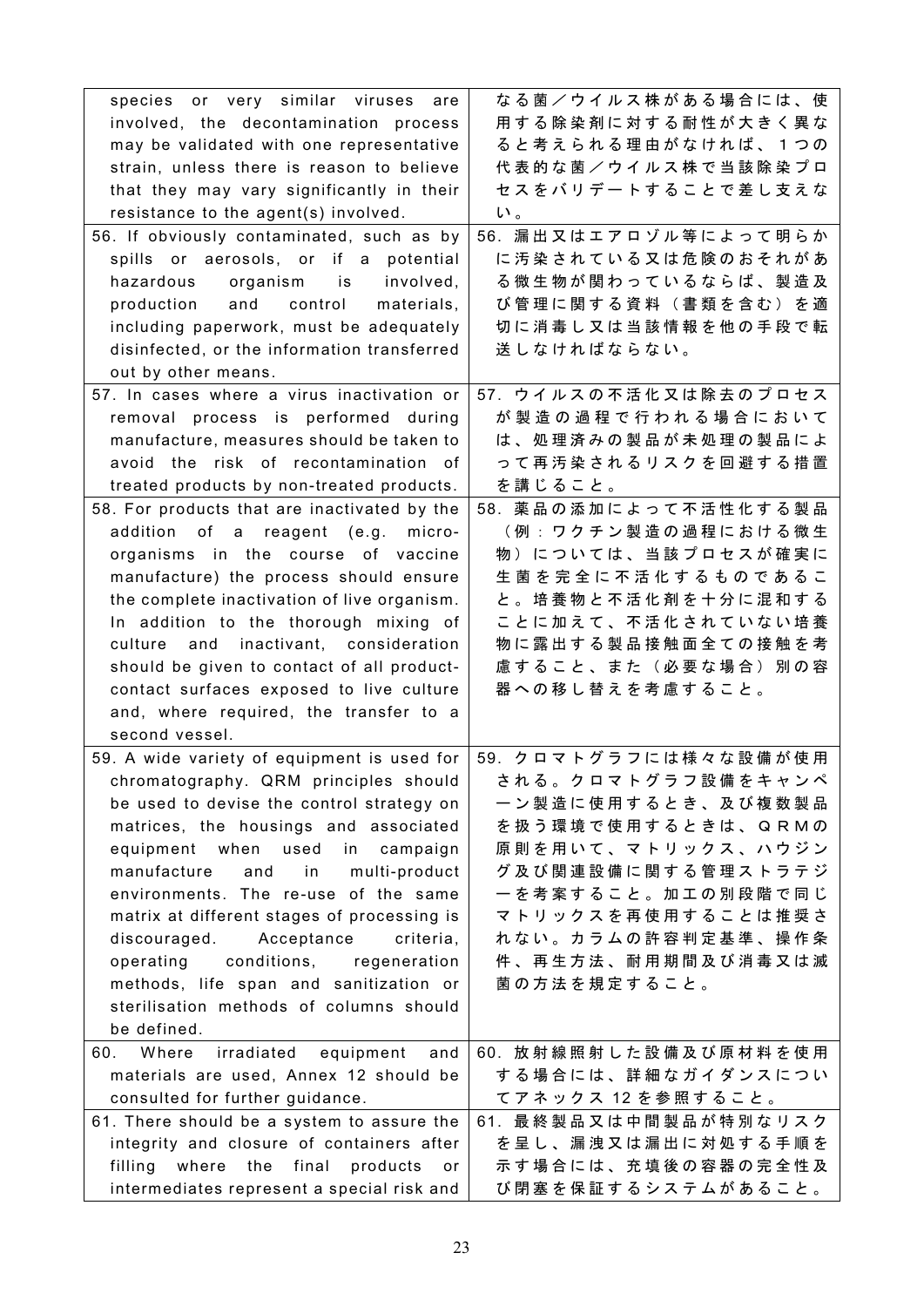| | |
|---|---|
| species or very similar viruses are involved, the decontamination process may be validated with one representative strain, unless there is reason to believe that they may vary significantly in their resistance to the agent(s) involved. | なる菌／ウイルス株がある場合には、使用する除染剤に対する耐性が大きく異なると考えられる理由がなければ、１つの代表的な菌／ウイルス株で当該除染プロセスをバリデートすることで差し支えない。 |
| 56. If obviously contaminated, such as by spills or aerosols, or if a potential hazardous organism is involved, production and control materials, including paperwork, must be adequately disinfected, or the information transferred out by other means. | 56. 漏出又はエアロゾル等によって明らかに汚染されている又は危険のおそれがある微生物が関わっているならば、製造及び管理に関する資料（書類を含む）を適切に消毒し又は当該情報を他の手段で転送しなければならない。 |
| 57. In cases where a virus inactivation or removal process is performed during manufacture, measures should be taken to avoid the risk of recontamination of treated products by non-treated products. | 57. ウイルスの不活化又は除去のプロセスが製造の過程で行われる場合においては、処理済みの製品が未処理の製品によって再汚染されるリスクを回避する措置を講じること。 |
| 58. For products that are inactivated by the addition of a reagent (e.g. micro-organisms in the course of vaccine manufacture) the process should ensure the complete inactivation of live organism. In addition to the thorough mixing of culture and inactivant, consideration should be given to contact of all product-contact surfaces exposed to live culture and, where required, the transfer to a second vessel. | 58. 薬品の添加によって不活性化する製品（例：ワクチン製造の過程における微生物）については、当該プロセスが確実に生菌を完全に不活化するものであること。培養物と不活化剤を十分に混和することに加えて、不活化されていない培養物に露出する製品接触面全ての接触を考慮すること、また（必要な場合）別の容器への移し替えを考慮すること。 |
| 59. A wide variety of equipment is used for chromatography. QRM principles should be used to devise the control strategy on matrices, the housings and associated equipment when used in campaign manufacture and in multi-product environments. The re-use of the same matrix at different stages of processing is discouraged. Acceptance criteria, operating conditions, regeneration methods, life span and sanitization or sterilisation methods of columns should be defined. | 59. クロマトグラフには様々な設備が使用される。クロマトグラフ設備をキャンペーン製造に使用するとき、及び複数製品を扱う環境で使用するときは、ＱＲＭの原則を用いて、マトリックス、ハウジング及び関連設備に関する管理ストラテジーを考案すること。加工の別段階で同じマトリックスを再使用することは推奨されない。カラムの許容判定基準、操作条件、再生方法、耐用期間及び消毒又は滅菌の方法を規定すること。 |
| 60. Where irradiated equipment and materials are used, Annex 12 should be consulted for further guidance. | 60. 放射線照射した設備及び原材料を使用する場合には、詳細なガイダンスについてアネックス 12 を参照すること。 |
| 61. There should be a system to assure the integrity and closure of containers after filling where the final products or intermediates represent a special risk and | 61. 最終製品又は中間製品が特別なリスクを呈し、漏洩又は漏出に対処する手順を示す場合には、充填後の容器の完全性及び閉塞を保証するシステムがあること。 |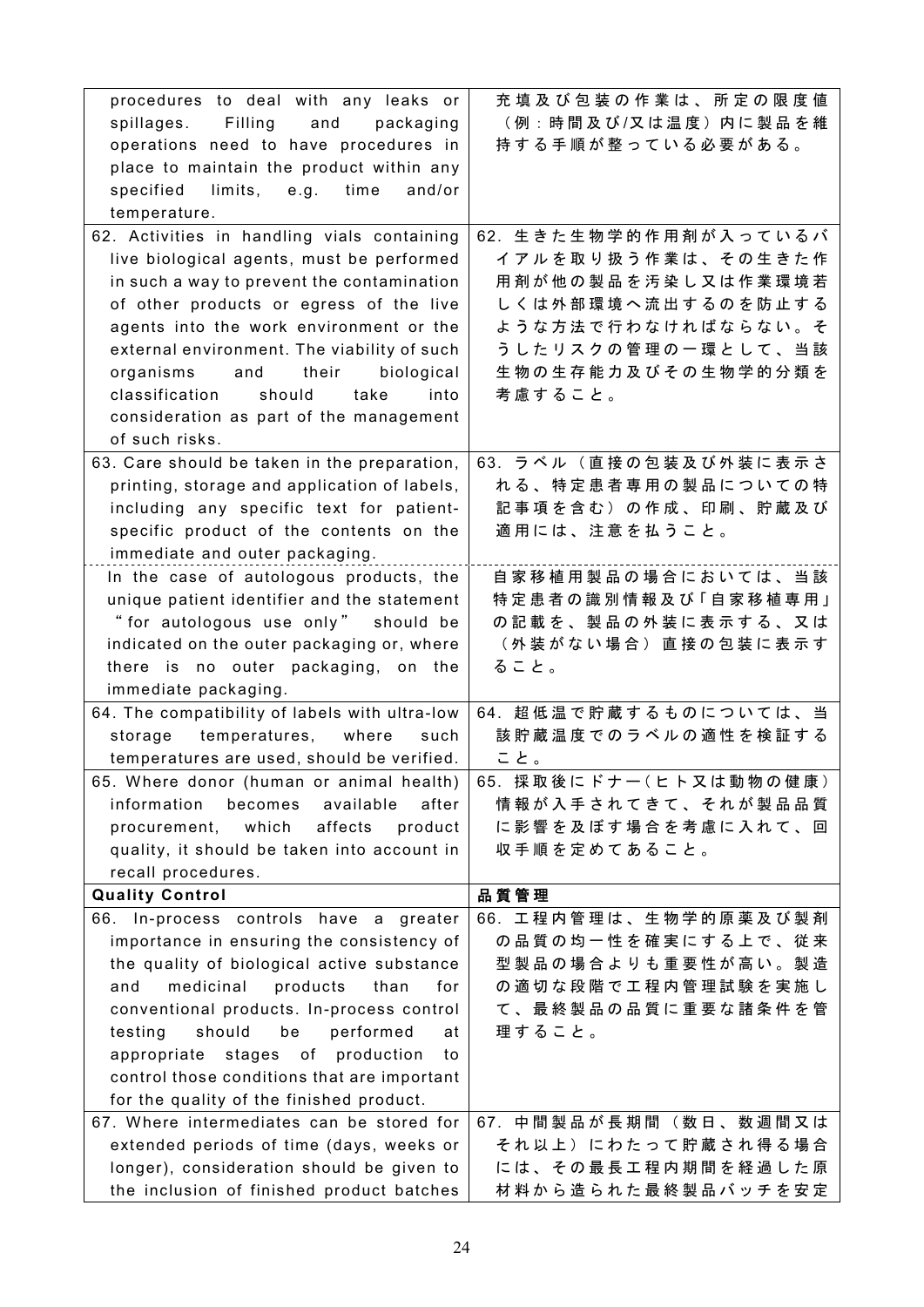| | |
|---|---|
| procedures to deal with any leaks or spillages. Filling and packaging operations need to have procedures in place to maintain the product within any specified limits, e.g. time and/or temperature. | 充填及び包装の作業は、所定の限度値（例：時間及び/又は温度）内に製品を維持する手順が整っている必要がある。 |
| 62. Activities in handling vials containing live biological agents, must be performed in such a way to prevent the contamination of other products or egress of the live agents into the work environment or the external environment. The viability of such organisms and their biological classification should take into consideration as part of the management of such risks. | 62. 生きた生物学的作用剤が入っているバイアルを取り扱う作業は、その生きた作用剤が他の製品を汚染し又は作業環境若しくは外部環境へ流出するのを防止するような方法で行わなければならない。そうしたリスクの管理の一環として、当該生物の生存能力及びその生物学的分類を考慮すること。 |
| 63. Care should be taken in the preparation, printing, storage and application of labels, including any specific text for patient-specific product of the contents on the immediate and outer packaging. | 63. ラベル（直接の包装及び外装に表示される、特定患者専用の製品についての特記事項を含む）の作成、印刷、貯蔵及び適用には、注意を払うこと。 |
| In the case of autologous products, the unique patient identifier and the statement "for autologous use only" should be indicated on the outer packaging or, where there is no outer packaging, on the immediate packaging. | 自家移植用製品の場合においては、当該特定患者の識別情報及び「自家移植専用」の記載を、製品の外装に表示する、又は（外装がない場合）直接の包装に表示すること。 |
| 64. The compatibility of labels with ultra-low storage temperatures, where such temperatures are used, should be verified. | 64. 超低温で貯蔵するものについては、当該貯蔵温度でのラベルの適性を検証すること。 |
| 65. Where donor (human or animal health) information becomes available after procurement, which affects product quality, it should be taken into account in recall procedures. | 65. 採取後にドナー（ヒト又は動物の健康）情報が入手されてきて、それが製品品質に影響を及ぼす場合を考慮に入れて、回収手順を定めてあること。 |
| **Quality Control** | **品質管理** |
| 66. In-process controls have a greater importance in ensuring the consistency of the quality of biological active substance and medicinal products than for conventional products. In-process control testing should be performed at appropriate stages of production to control those conditions that are important for the quality of the finished product. | 66. 工程内管理は、生物学的原薬及び製剤の品質の均一性を確実にする上で、従来型製品の場合よりも重要性が高い。製造の適切な段階で工程内管理試験を実施して、最終製品の品質に重要な諸条件を管理すること。 |
| 67. Where intermediates can be stored for extended periods of time (days, weeks or longer), consideration should be given to the inclusion of finished product batches | 67. 中間製品が長期間（数日、数週間又はそれ以上）にわたって貯蔵され得る場合には、その最長工程内期間を経過した原材料から造られた最終製品バッチを安定 |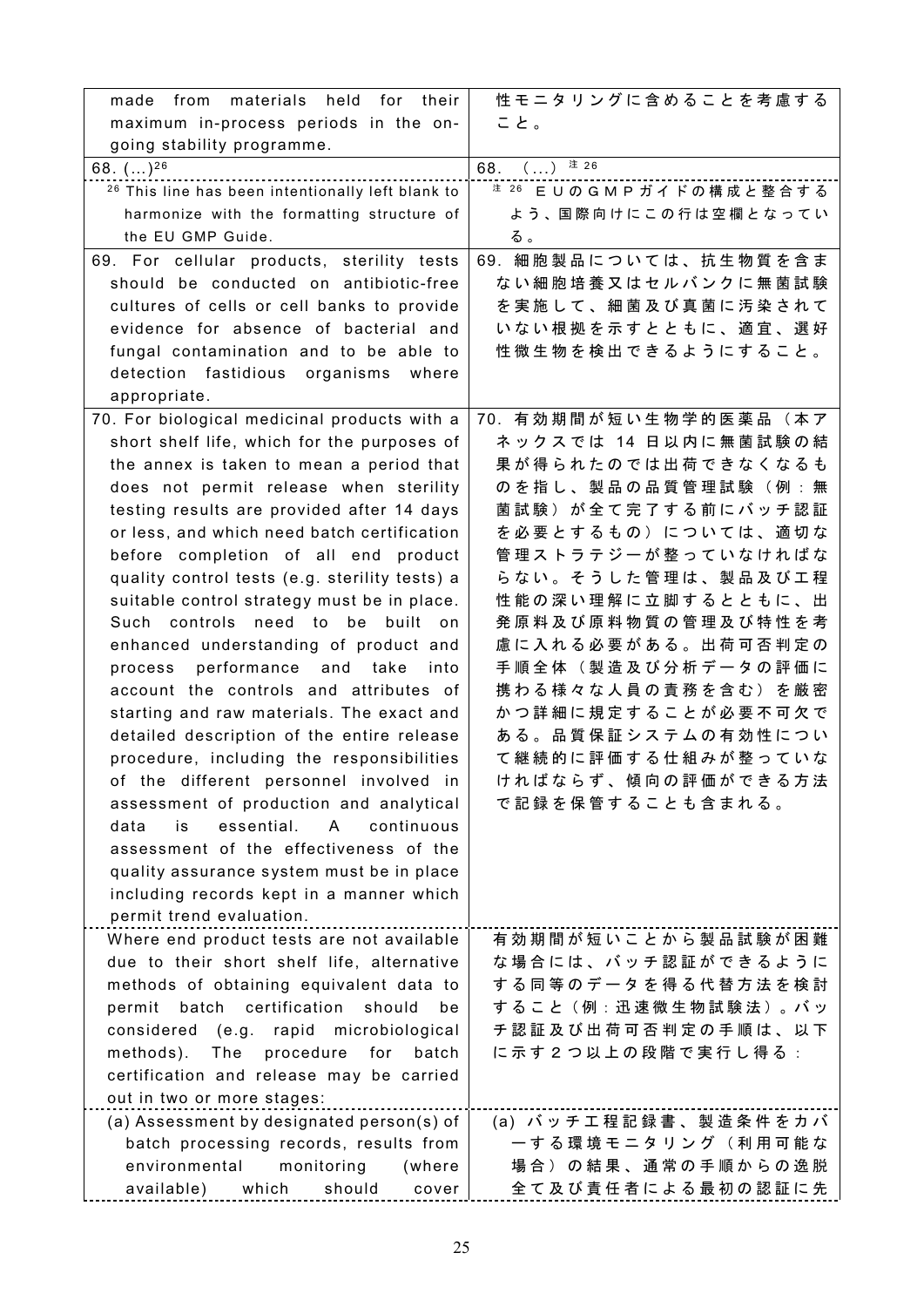| | |
|---|---|
| made from materials held for their maximum in-process periods in the on-going stability programme. | 性モニタリングに含めることを考慮すること。 |
| 68. (...)[26] | 68. (...) 注 26 |
| [26] This line has been intentionally left blank to harmonize with the formatting structure of the EU GMP Guide. | 注 26 ＥＵのＧＭＰガイドの構成と整合するよう、国際向けにこの行は空欄となっている。 |
| 69. For cellular products, sterility tests should be conducted on antibiotic-free cultures of cells or cell banks to provide evidence for absence of bacterial and fungal contamination and to be able to detection fastidious organisms where appropriate. | 69. 細胞製品については、抗生物質を含まない細胞培養又はセルバンクに無菌試験を実施して、細菌及び真菌に汚染されていない根拠を示すとともに、適宜、選好性微生物を検出できるようにすること。 |
| 70. For biological medicinal products with a short shelf life, which for the purposes of the annex is taken to mean a period that does not permit release when sterility testing results are provided after 14 days or less, and which need batch certification before completion of all end product quality control tests (e.g. sterility tests) a suitable control strategy must be in place. Such controls need to be built on enhanced understanding of product and process performance and take into account the controls and attributes of starting and raw materials. The exact and detailed description of the entire release procedure, including the responsibilities of the different personnel involved in assessment of production and analytical data is essential. A continuous assessment of the effectiveness of the quality assurance system must be in place including records kept in a manner which permit trend evaluation. | 70. 有効期間が短い生物学的医薬品（本アネックスでは 14 日以内に無菌試験の結果が得られたのでは出荷できなくなるものを指し、製品の品質管理試験（例：無菌試験）が全て完了する前にバッチ認証を必要とするもの）については、適切な管理ストラテジーが整っていなければならない。そうした管理は、製品及び工程性能の深い理解に立脚するとともに、出発原料及び原料物質の管理及び特性を考慮に入れる必要がある。出荷可否判定の手順全体（製造及び分析データの評価に携わる様々な人員の責務を含む）を厳密かつ詳細に規定することが必要不可欠である。品質保証システムの有効性について継続的に評価する仕組みが整っていなければならず、傾向の評価ができる方法で記録を保管することも含まれる。 |
| Where end product tests are not available due to their short shelf life, alternative methods of obtaining equivalent data to permit batch certification should be considered (e.g. rapid microbiological methods). The procedure for batch certification and release may be carried out in two or more stages: | 有効期間が短いことから製品試験が困難な場合には、バッチ認証ができるようにする同等のデータを得る代替方法を検討すること（例：迅速微生物試験法）。バッチ認証及び出荷可否判定の手順は、以下に示す２つ以上の段階で実行し得る： |
| (a) Assessment by designated person(s) of batch processing records, results from environmental monitoring (where available) which should cover | (a) バッチ工程記録書、製造条件をカバーする環境モニタリング（利用可能な場合）の結果、通常の手順からの逸脱全て及び責任者による最初の認証に先 |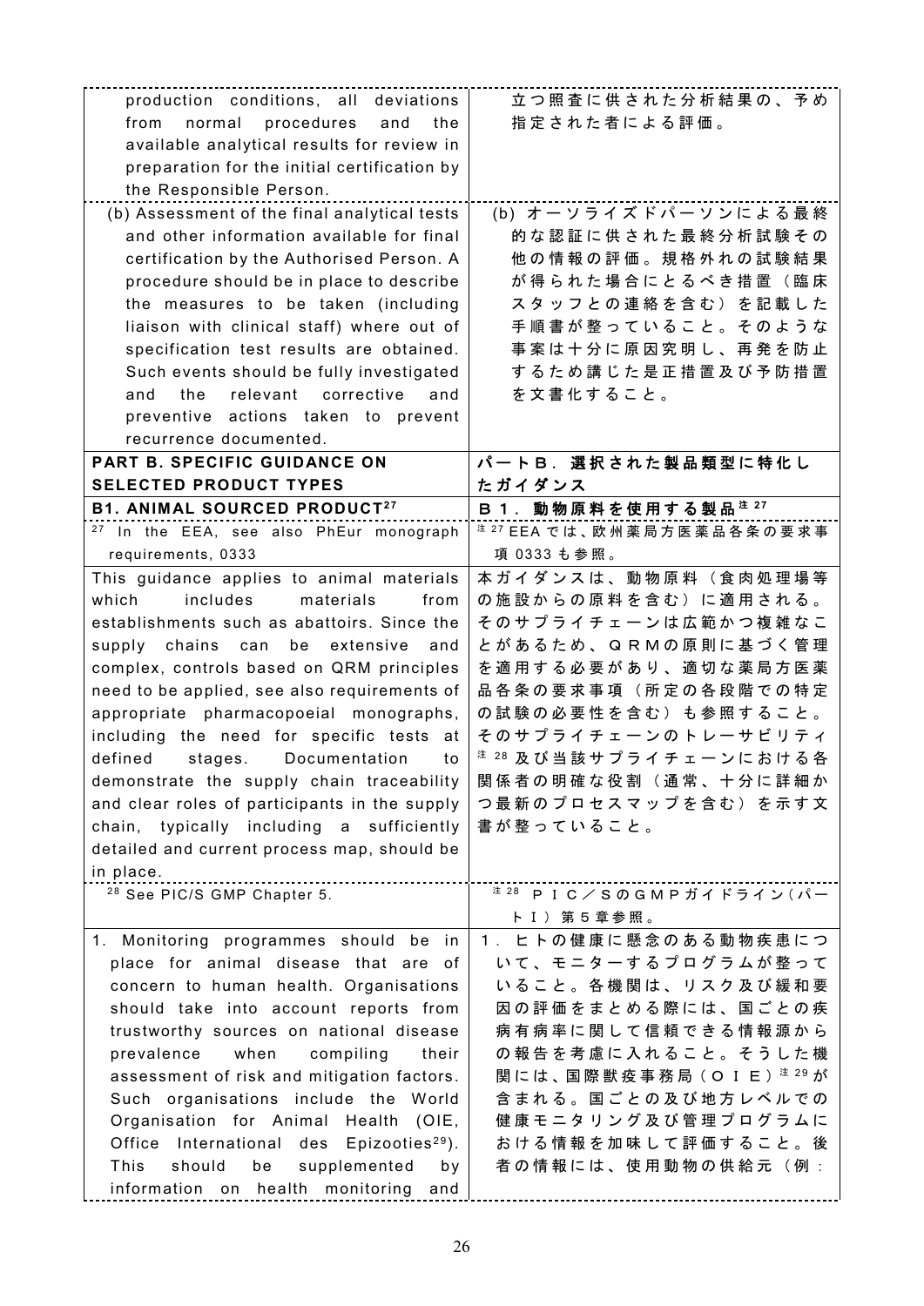| | |
|---|---|
| production conditions, all deviations from normal procedures and the available analytical results for review in preparation for the initial certification by the Responsible Person. | 立つ照査に供された分析結果の、予め指定された者による評価。 |
| (b) Assessment of the final analytical tests and other information available for final certification by the Authorised Person. A procedure should be in place to describe the measures to be taken (including liaison with clinical staff) where out of specification test results are obtained. Such events should be fully investigated and the relevant corrective and preventive actions taken to prevent recurrence documented. | (b) オーソライズドパーソンによる最終的な認証に供された最終分析試験その他の情報の評価。規格外れの試験結果が得られた場合にとるべき措置（臨床スタッフとの連絡を含む）を記載した手順書が整っていること。そのような事案は十分に原因究明し、再発を防止するため講じた是正措置及び予防措置を文書化すること。 |
| **PART B. SPECIFIC GUIDANCE ON SELECTED PRODUCT TYPES** | **パートＢ．選択された製品類型に特化したガイダンス** |
| **B1. ANIMAL SOURCED PRODUCT[27]** | **Ｂ１．動物原料を使用する製品[注27]** |
| [27] In the EEA, see also PhEur monograph requirements, 0333 | [注27] EEA では、欧州薬局方医薬品各条の要求事項 0333 も参照。 |
| This guidance applies to animal materials which includes materials from establishments such as abattoirs. Since the supply chains can be extensive and complex, controls based on QRM principles need to be applied, see also requirements of appropriate pharmacopoeial monographs, including the need for specific tests at defined stages. Documentation to demonstrate the supply chain traceability and clear roles of participants in the supply chain, typically including a sufficiently detailed and current process map, should be in place. | 本ガイダンスは、動物原料（食肉処理場等の施設からの原料を含む）に適用される。そのサプライチェーンは広範かつ複雑なことがあるため、ＱＲＭの原則に基づく管理を適用する必要があり、適切な薬局方医薬品各条の要求事項（所定の各段階での特定の試験の必要性を含む）も参照すること。そのサプライチェーンのトレーサビリティ[注28]及び当該サプライチェーンにおける各関係者の明確な役割（通常、十分に詳細かつ最新のプロセスマップを含む）を示す文書が整っていること。 |
| [28] See PIC/S GMP Chapter 5. | [注28] ＰＩＣ／ＳのＧＭＰガイドライン（パートＩ）第５章参照。 |
| 1. Monitoring programmes should be in place for animal disease that are of concern to human health. Organisations should take into account reports from trustworthy sources on national disease prevalence when compiling their assessment of risk and mitigation factors. Such organisations include the World Organisation for Animal Health (OIE, Office International des Epizooties[29]). This should be supplemented by information on health monitoring and | １．ヒトの健康に懸念のある動物疾患について、モニターするプログラムが整っていること。各機関は、リスク及び緩和要因の評価をまとめる際には、国ごとの疾病有病率に関して信頼できる情報源からの報告を考慮に入れること。そうした機関には、国際獣疫事務局（ＯＩＥ）[注29]が含まれる。国ごとの及び地方レベルでの健康モニタリング及び管理プログラムにおける情報を加味して評価すること。後者の情報には、使用動物の供給元（例： |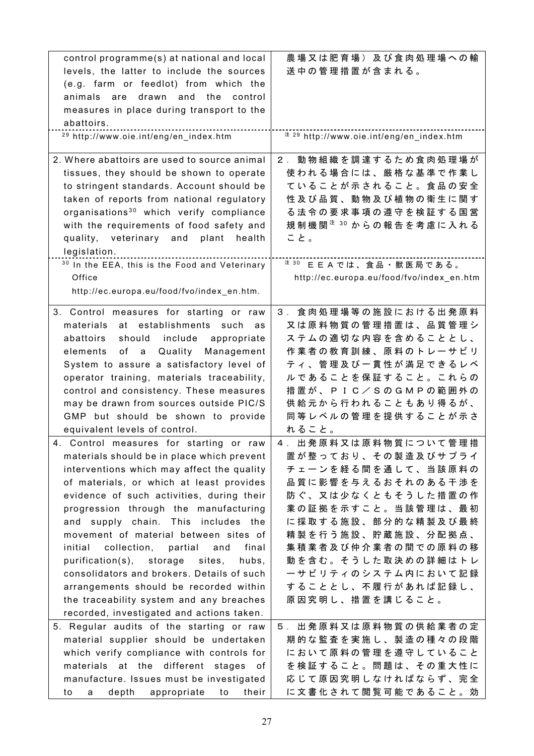| English | Japanese |
|---|---|
| control programme(s) at national and local levels, the latter to include the sources (e.g. farm or feedlot) from which the animals are drawn and the control measures in place during transport to the abattoirs. | 農場又は肥育場）及び食肉処理場への輸送中の管理措置が含まれる。 |
| [29] http://www.oie.int/eng/en_index.htm | 注 29 http://www.oie.int/eng/en_index.htm |
| 2. Where abattoirs are used to source animal tissues, they should be shown to operate to stringent standards. Account should be taken of reports from national regulatory organisations[30] which verify compliance with the requirements of food safety and quality, veterinary and plant health legislation. | 2．動物組織を調達するため食肉処理場が使われる場合には、厳格な基準で作業していることが示されること。食品の安全性及び品質、動物及び植物の衛生に関する法令の要求事項の遵守を検証する国営規制機関注 30 からの報告を考慮に入れること。 |
| [30] In the EEA, this is the Food and Veterinary Office http://ec.europa.eu/food/fvo/index_en.htm. | 注 30 ＥＥＡでは、食品・獣医局である。 http://ec.europa.eu/food/fvo/index_en.htm |
| 3. Control measures for starting or raw materials at establishments such as abattoirs should include appropriate elements of a Quality Management System to assure a satisfactory level of operator training, materials traceability, control and consistency. These measures may be drawn from sources outside PIC/S GMP but should be shown to provide equivalent levels of control. | 3．食肉処理場等の施設における出発原料又は原料物質の管理措置は、品質管理システムの適切な内容を含めることとし、作業者の教育訓練、原料のトレーサビリティ、管理及び一貫性が満足できるレベルであることを保証すること。これらの措置が、ＰＩＣ／ＳのＧＭＰの範囲外の供給元から行われることもあり得るが、同等レベルの管理を提供することが示されること。 |
| 4. Control measures for starting or raw materials should be in place which prevent interventions which may affect the quality of materials, or which at least provides evidence of such activities, during their progression through the manufacturing and supply chain. This includes the movement of material between sites of initial collection, partial and final purification(s), storage sites, hubs, consolidators and brokers. Details of such arrangements should be recorded within the traceability system and any breaches recorded, investigated and actions taken. | 4．出発原料又は原料物質について管理措置が整っており、その製造及びサプライチェーンを経る間を通して、当該原料の品質に影響を与えるおそれのある干渉を防ぐ、又は少なくともそうした措置の作業の証拠を示すこと。当該管理は、最初に採取する施設、部分的な精製及び最終精製を行う施設、貯蔵施設、分配拠点、集積業者及び仲介業者の間での原料の移動を含む。そうした取決めの詳細はトレーサビリティのシステム内において記録することとし、不履行があれば記録し、原因究明し、措置を講じること。 |
| 5. Regular audits of the starting or raw material supplier should be undertaken which verify compliance with controls for materials at the different stages of manufacture. Issues must be investigated to a depth appropriate to their | 5．出発原料又は原料物質の供給業者の定期的な監査を実施し、製造の種々の段階において原料の管理を遵守していることを検証すること。問題は、その重大性に応じて原因究明しなければならず、完全に文書化されて閲覧可能であること。効 |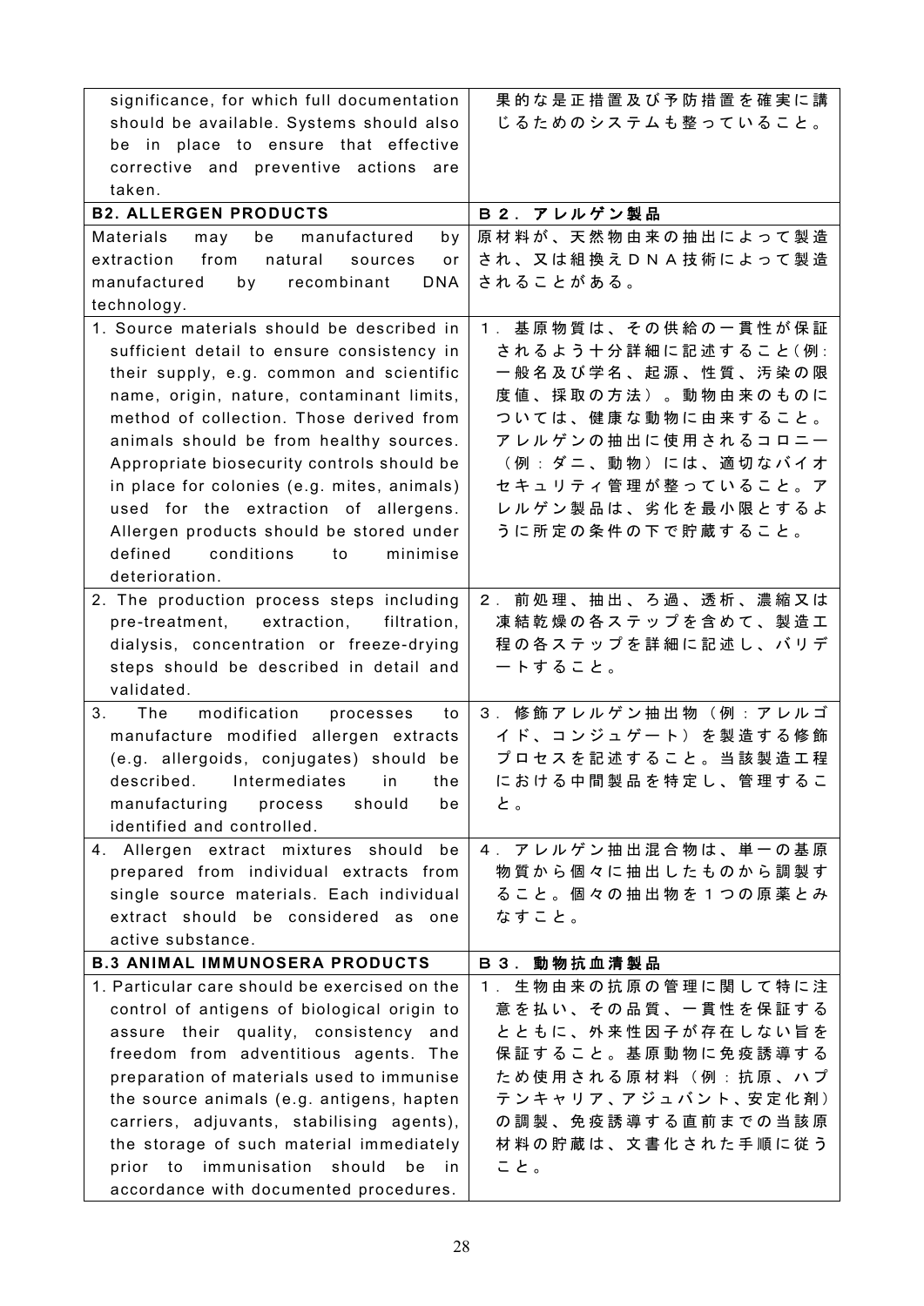| significance, for which full documentation should be available. Systems should also be in place to ensure that effective corrective and preventive actions are taken. | 果的な是正措置及び予防措置を確実に講じるためのシステムも整っていること。 |
|---|---|
| **B2. ALLERGEN PRODUCTS** | **Ｂ２．アレルゲン製品** |
| Materials may be manufactured by extraction from natural sources or manufactured by recombinant DNA technology. | 原材料が、天然物由来の抽出によって製造され、又は組換えＤＮＡ技術によって製造されることがある。 |
| 1. Source materials should be described in sufficient detail to ensure consistency in their supply, e.g. common and scientific name, origin, nature, contaminant limits, method of collection. Those derived from animals should be from healthy sources. Appropriate biosecurity controls should be in place for colonies (e.g. mites, animals) used for the extraction of allergens. Allergen products should be stored under defined conditions to minimise deterioration. | １．基原物質は、その供給の一貫性が保証されるよう十分詳細に記述すること(例:一般名及び学名、起源、性質、汚染の限度値、採取の方法)。動物由来のものについては、健康な動物に由来すること。アレルゲンの抽出に使用されるコロニー（例：ダニ、動物）には、適切なバイオセキュリティ管理が整っていること。アレルゲン製品は、劣化を最小限とするように所定の条件の下で貯蔵すること。 |
| 2. The production process steps including pre-treatment, extraction, filtration, dialysis, concentration or freeze-drying steps should be described in detail and validated. | ２．前処理、抽出、ろ過、透析、濃縮又は凍結乾燥の各ステップを含めて、製造工程の各ステップを詳細に記述し、バリデートすること。 |
| 3. The modification processes to manufacture modified allergen extracts (e.g. allergoids, conjugates) should be described. Intermediates in the manufacturing process should be identified and controlled. | ３．修飾アレルゲン抽出物（例：アレルゴイド、コンジュゲート）を製造する修飾プロセスを記述すること。当該製造工程における中間製品を特定し、管理すること。 |
| 4. Allergen extract mixtures should be prepared from individual extracts from single source materials. Each individual extract should be considered as one active substance. | ４．アレルゲン抽出混合物は、単一の基原物質から個々に抽出したものから調製すること。個々の抽出物を１つの原薬とみなすこと。 |
| **B.3 ANIMAL IMMUNOSERA PRODUCTS** | **Ｂ３．動物抗血清製品** |
| 1. Particular care should be exercised on the control of antigens of biological origin to assure their quality, consistency and freedom from adventitious agents. The preparation of materials used to immunise the source animals (e.g. antigens, hapten carriers, adjuvants, stabilising agents), the storage of such material immediately prior to immunisation should be in accordance with documented procedures. | １．生物由来の抗原の管理に関して特に注意を払い、その品質、一貫性を保証するとともに、外来性因子が存在しない旨を保証すること。基原動物に免疫誘導するため使用される原材料（例：抗原、ハプテンキャリア、アジュバント、安定化剤）の調製、免疫誘導する直前までの当該原材料の貯蔵は、文書化された手順に従うこと。 |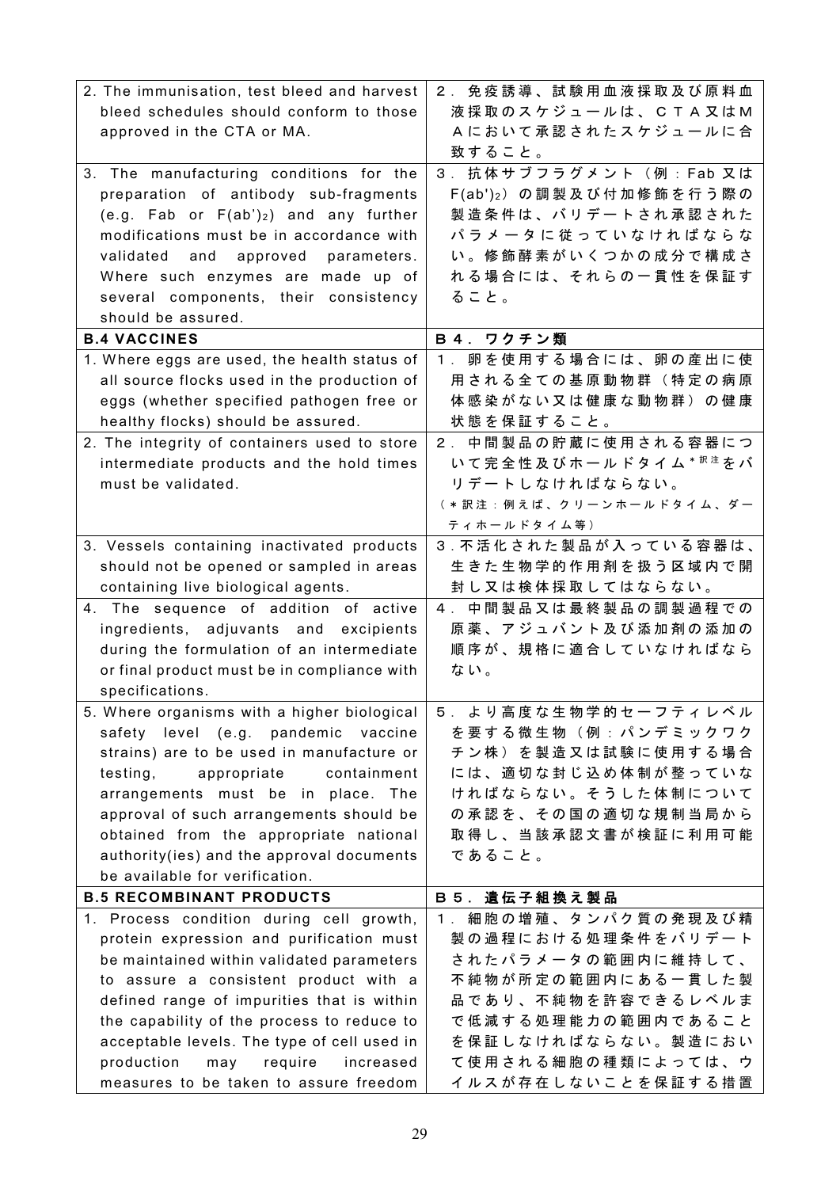| | |
|---|---|
| 2. The immunisation, test bleed and harvest bleed schedules should conform to those approved in the CTA or MA. | 2．免疫誘導、試験用血液採取及び原料血液採取のスケジュールは、ＣＴＡ又はＭＡにおいて承認されたスケジュールに合致すること。 |
| 3. The manufacturing conditions for the preparation of antibody sub-fragments (e.g. Fab or $F(ab')_2$) and any further modifications must be in accordance with validated and approved parameters. Where such enzymes are made up of several components, their consistency should be assured. | 3．抗体サブフラグメント（例：Fab 又は $F(ab')_2$）の調製及び付加修飾を行う際の製造条件は、バリデートされ承認されたパラメータに従っていなければならない。修飾酵素がいくつかの成分で構成される場合には、それらの一貫性を保証すること。 |
| **B.4 VACCINES** | **Ｂ４．ワクチン類** |
| 1. Where eggs are used, the health status of all source flocks used in the production of eggs (whether specified pathogen free or healthy flocks) should be assured. | 1．卵を使用する場合には、卵の産出に使用される全ての基原動物群（特定の病原体感染がない又は健康な動物群）の健康状態を保証すること。 |
| 2. The integrity of containers used to store intermediate products and the hold times must be validated. | 2．中間製品の貯蔵に使用される容器について完全性及びホールドタイム*訳注をバリデートしなければならない。<br>（*訳注：例えば、クリーンホールドタイム、ダーティホールドタイム等） |
| 3. Vessels containing inactivated products should not be opened or sampled in areas containing live biological agents. | 3.不活化された製品が入っている容器は、生きた生物学的作用剤を扱う区域内で開封し又は検体採取してはならない。 |
| 4. The sequence of addition of active ingredients, adjuvants and excipients during the formulation of an intermediate or final product must be in compliance with specifications. | 4．中間製品又は最終製品の調製過程での原薬、アジュバント及び添加剤の添加の順序が、規格に適合していなければならない。 |
| 5. Where organisms with a higher biological safety level (e.g. pandemic vaccine strains) are to be used in manufacture or testing, appropriate containment arrangements must be in place. The approval of such arrangements should be obtained from the appropriate national authority(ies) and the approval documents be available for verification. | 5．より高度な生物学的セーフティレベルを要する微生物（例：パンデミックワクチン株）を製造又は試験に使用する場合には、適切な封じ込め体制が整っていなければならない。そうした体制についての承認を、その国の適切な規制当局から取得し、当該承認文書が検証に利用可能であること。 |
| **B.5 RECOMBINANT PRODUCTS** | **Ｂ５．遺伝子組換え製品** |
| 1. Process condition during cell growth, protein expression and purification must be maintained within validated parameters to assure a consistent product with a defined range of impurities that is within the capability of the process to reduce to acceptable levels. The type of cell used in production may require increased measures to be taken to assure freedom | 1．細胞の増殖、タンパク質の発現及び精製の過程における処理条件をバリデートされたパラメータの範囲内に維持して、不純物が所定の範囲内にある一貫した製品であり、不純物を許容できるレベルまで低減する処理能力の範囲内であることを保証しなければならない。製造において使用される細胞の種類によっては、ウイルスが存在しないことを保証する措置 |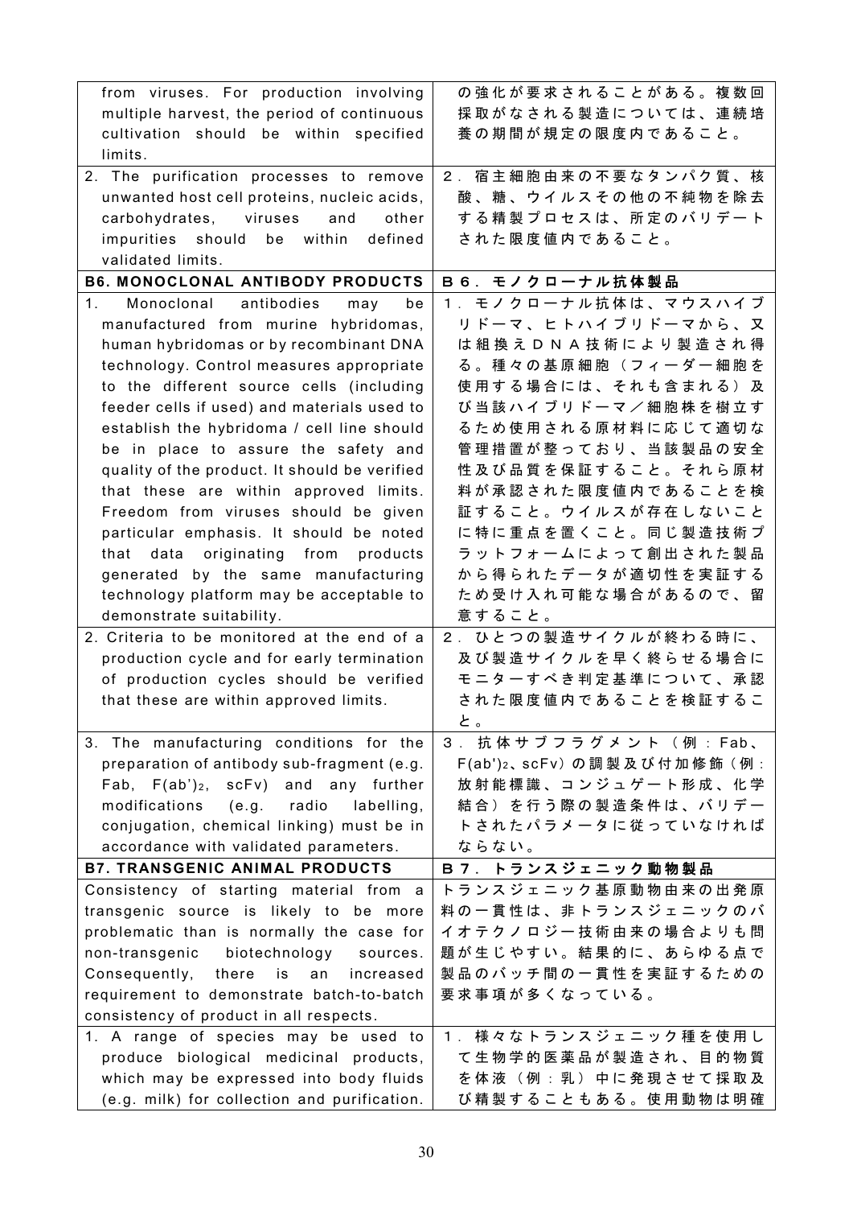| | |
|---|---|
| from viruses. For production involving multiple harvest, the period of continuous cultivation should be within specified limits. | の強化が要求されることがある。複数回採取がなされる製造については、連続培養の期間が規定の限度内であること。 |
| 2. The purification processes to remove unwanted host cell proteins, nucleic acids, carbohydrates, viruses and other impurities should be within defined validated limits. | 2．宿主細胞由来の不要なタンパク質、核酸、糖、ウイルスその他の不純物を除去する精製プロセスは、所定のバリデートされた限度値内であること。 |
| **B6. MONOCLONAL ANTIBODY PRODUCTS** | **B６．モノクローナル抗体製品** |
| 1. Monoclonal antibodies may be manufactured from murine hybridomas, human hybridomas or by recombinant DNA technology. Control measures appropriate to the different source cells (including feeder cells if used) and materials used to establish the hybridoma / cell line should be in place to assure the safety and quality of the product. It should be verified that these are within approved limits. Freedom from viruses should be given particular emphasis. It should be noted that data originating from products generated by the same manufacturing technology platform may be acceptable to demonstrate suitability. | 1．モノクローナル抗体は、マウスハイブリドーマ、ヒトハイブリドーマから、又は組換えＤＮＡ技術により製造され得る。種々の基原細胞（フィーダー細胞を使用する場合には、それも含まれる）及び当該ハイブリドーマ／細胞株を樹立するため使用される原材料に応じて適切な管理措置が整っており、当該製品の安全性及び品質を保証すること。それら原材料が承認された限度値内であることを検証すること。ウイルスが存在しないことに特に重点を置くこと。同じ製造技術プラットフォームによって創出された製品から得られたデータが適切性を実証するため受け入れ可能な場合があるので、留意すること。 |
| 2. Criteria to be monitored at the end of a production cycle and for early termination of production cycles should be verified that these are within approved limits. | 2．ひとつの製造サイクルが終わる時に、及び製造サイクルを早く終らせる場合にモニターすべき判定基準について、承認された限度値内であることを検証すること。 |
| 3. The manufacturing conditions for the preparation of antibody sub-fragment (e.g. Fab, $F(ab')_2$, scFv) and any further modifications (e.g. radio labelling, conjugation, chemical linking) must be in accordance with validated parameters. | 3．抗体サブフラグメント（例：Fab、$F(ab')_2$、scFv）の調製及び付加修飾（例：放射能標識、コンジュゲート形成、化学結合）を行う際の製造条件は、バリデートされたパラメータに従っていなければならない。 |
| **B7. TRANSGENIC ANIMAL PRODUCTS** | **B７．トランスジェニック動物製品** |
| Consistency of starting material from a transgenic source is likely to be more problematic than is normally the case for non-transgenic biotechnology sources. Consequently, there is an increased requirement to demonstrate batch-to-batch consistency of product in all respects. | トランスジェニック基原動物由来の出発原料の一貫性は、非トランスジェニックのバイオテクノロジー技術由来の場合よりも問題が生じやすい。結果的に、あらゆる点で製品のバッチ間の一貫性を実証するための要求事項が多くなっている。 |
| 1. A range of species may be used to produce biological medicinal products, which may be expressed into body fluids (e.g. milk) for collection and purification. | 1．様々なトランスジェニック種を使用して生物学的医薬品が製造され、目的物質を体液（例：乳）中に発現させて採取及び精製することもある。使用動物は明確 |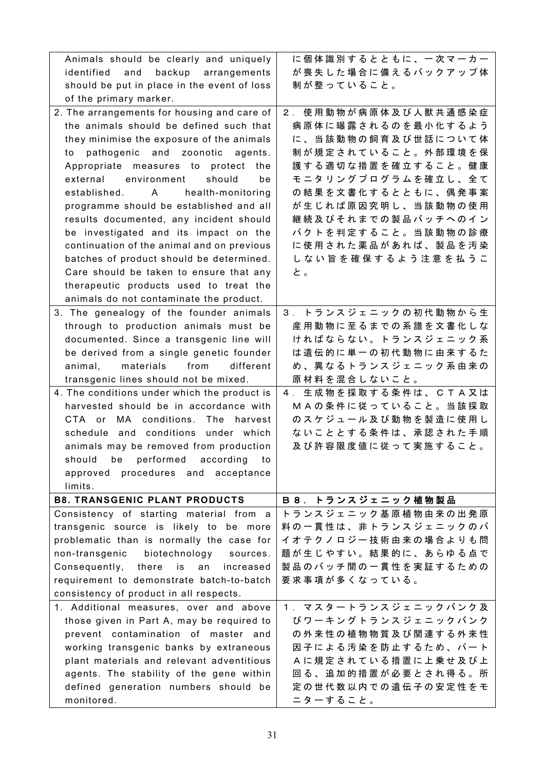| | |
|---|---|
| Animals should be clearly and uniquely identified and backup arrangements should be put in place in the event of loss of the primary marker. | に個体識別するとともに、一次マーカーが喪失した場合に備えるバックアップ体制が整っていること。 |
| 2. The arrangements for housing and care of the animals should be defined such that they minimise the exposure of the animals to pathogenic and zoonotic agents. Appropriate measures to protect the external environment should be established. A health-monitoring programme should be established and all results documented, any incident should be investigated and its impact on the continuation of the animal and on previous batches of product should be determined. Care should be taken to ensure that any therapeutic products used to treat the animals do not contaminate the product. | 2．使用動物が病原体及び人獣共通感染症病原体に曝露されるのを最小化するように、当該動物の飼育及び世話について体制が規定されていること。外部環境を保護する適切な措置を確立すること。健康モニタリングプログラムを確立し、全ての結果を文書化するとともに、偶発事案が生じれば原因究明し、当該動物の使用継続及びそれまでの製品バッチへのインパクトを判定すること。当該動物の診療に使用された薬品があれば、製品を汚染しない旨を確保するよう注意を払うこと。 |
| 3. The genealogy of the founder animals through to production animals must be documented. Since a transgenic line will be derived from a single genetic founder animal, materials from different transgenic lines should not be mixed. | 3．トランスジェニックの初代動物から生産用動物に至るまでの系譜を文書化しなければならない。トランスジェニック系は遺伝的に単一の初代動物に由来するため、異なるトランスジェニック系由来の原材料を混合しないこと。 |
| 4. The conditions under which the product is harvested should be in accordance with CTA or MA conditions. The harvest schedule and conditions under which animals may be removed from production should be performed according to approved procedures and acceptance limits. | 4．生成物を採取する条件は、ＣＴＡ又はＭＡの条件に従っていること。当該採取のスケジュール及び動物を製造に使用しないこととする条件は、承認された手順及び許容限度値に従って実施すること。 |
| **B8. TRANSGENIC PLANT PRODUCTS** | **Ｂ８．トランスジェニック植物製品** |
| Consistency of starting material from a transgenic source is likely to be more problematic than is normally the case for non-transgenic biotechnology sources. Consequently, there is an increased requirement to demonstrate batch-to-batch consistency of product in all respects. | トランスジェニック基原植物由来の出発原料の一貫性は、非トランスジェニックのバイオテクノロジー技術由来の場合よりも問題が生じやすい。結果的に、あらゆる点で製品のバッチ間の一貫性を実証するための要求事項が多くなっている。 |
| 1. Additional measures, over and above those given in Part A, may be required to prevent contamination of master and working transgenic banks by extraneous plant materials and relevant adventitious agents. The stability of the gene within defined generation numbers should be monitored. | 1．マスタートランスジェニックバンク及びワーキングトランスジェニックバンクの外来性の植物物質及び関連する外来性因子による汚染を防止するため、パートＡに規定されている措置に上乗せ及び上回る、追加的措置が必要とされ得る。所定の世代数以内での遺伝子の安定性をモニターすること。 |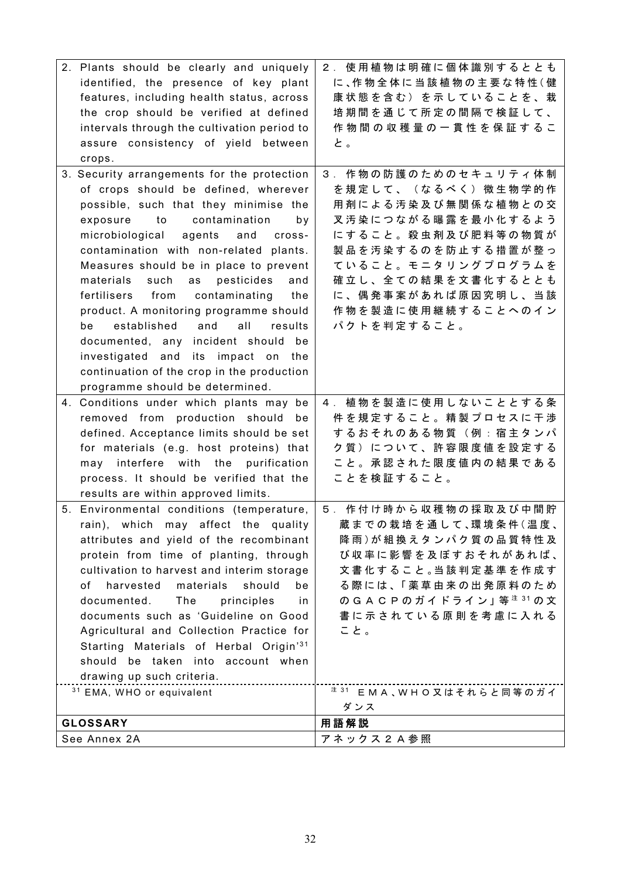| | |
|---|---|
| 2. Plants should be clearly and uniquely identified, the presence of key plant features, including health status, across the crop should be verified at defined intervals through the cultivation period to assure consistency of yield between crops. | 2．使用植物は明確に個体識別するとともに、作物全体に当該植物の主要な特性（健康状態を含む）を示していることを、栽培期間を通じて所定の間隔で検証して、作物間の収穫量の一貫性を保証すること。 |
| 3. Security arrangements for the protection of crops should be defined, wherever possible, such that they minimise the exposure to contamination by microbiological agents and cross-contamination with non-related plants. Measures should be in place to prevent materials such as pesticides and fertilisers from contaminating the product. A monitoring programme should be established and all results documented, any incident should be investigated and its impact on the continuation of the crop in the production programme should be determined. | 3．作物の防護のためのセキュリティ体制を規定して、（なるべく）微生物学的作用剤による汚染及び無関係な植物との交叉汚染につながる曝露を最小化するようにすること。殺虫剤及び肥料等の物質が製品を汚染するのを防止する措置が整っていること。モニタリングプログラムを確立し、全ての結果を文書化するとともに、偶発事案があれば原因究明し、当該作物を製造に使用継続することへのインパクトを判定すること。 |
| 4. Conditions under which plants may be removed from production should be defined. Acceptance limits should be set for materials (e.g. host proteins) that may interfere with the purification process. It should be verified that the results are within approved limits. | 4．植物を製造に使用しないこととする条件を規定すること。精製プロセスに干渉するおそれのある物質（例：宿主タンパク質）について、許容限度値を設定すること。承認された限度値内の結果であることを検証すること。 |
| 5. Environmental conditions (temperature, rain), which may affect the quality attributes and yield of the recombinant protein from time of planting, through cultivation to harvest and interim storage of harvested materials should be documented. The principles in documents such as 'Guideline on Good Agricultural and Collection Practice for Starting Materials of Herbal Origin'[31] should be taken into account when drawing up such criteria. | 5．作付け時から収穫物の採取及び中間貯蔵までの栽培を通して、環境条件（温度、降雨）が組換えタンパク質の品質特性及び収率に影響を及ぼすおそれがあれば、文書化すること。当該判定基準を作成する際には、「薬草由来の出発原料のためのＧＡＣＰのガイドライン」等[注31]の文書に示されている原則を考慮に入れること。 |
| [31] EMA, WHO or equivalent | [注31] ＥＭＡ、ＷＨＯ又はそれらと同等のガイダンス |
| **GLOSSARY** | **用語解説** |
| See Annex 2A | アネックス２Ａ参照 |